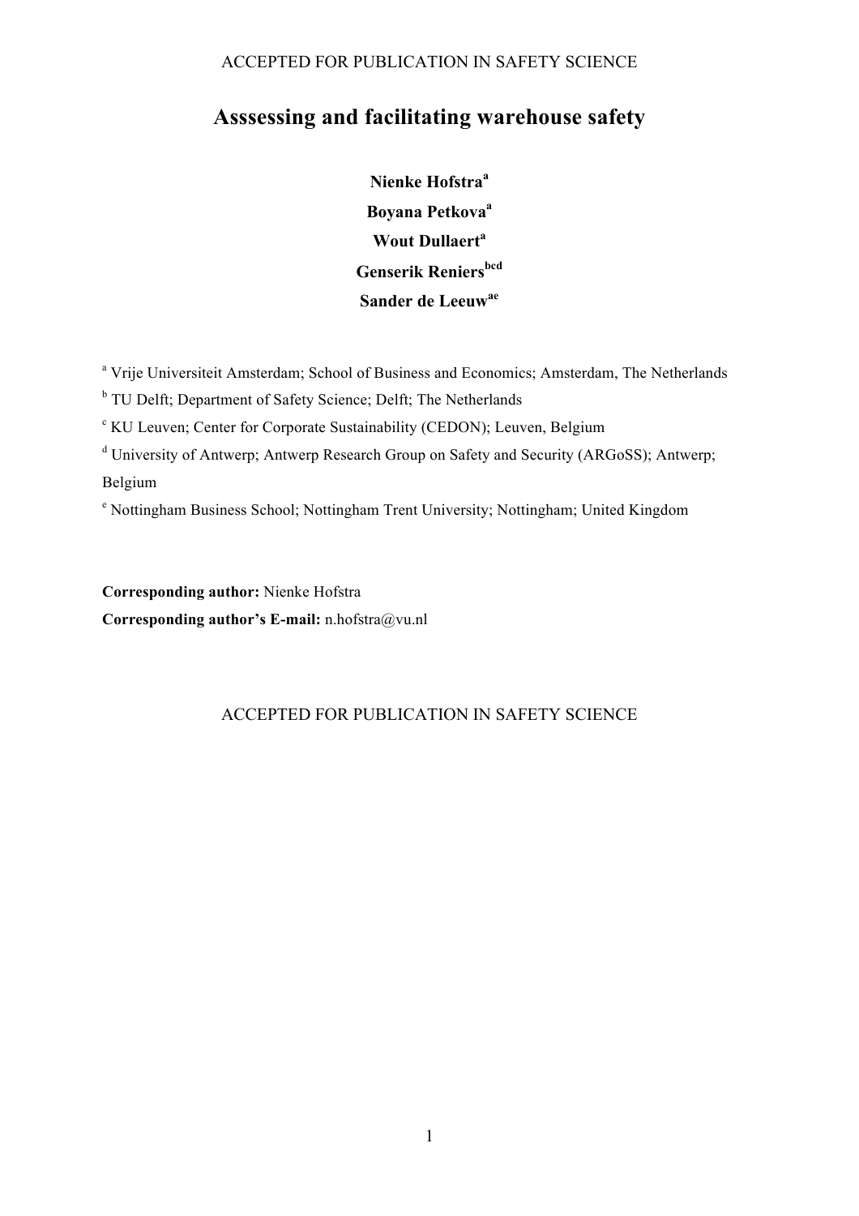ACCEPTED FOR PUBLICATION IN SAFETY SCIENCE

# Asssessing and facilitating warehouse safety

**Nienke Hofstra**[a]

**Boyana Petkova**[a]

**Wout Dullaert**[a]

**Genserik Reniers**[bcd]

**Sander de Leeuw**[ae]

[a] Vrije Universiteit Amsterdam; School of Business and Economics; Amsterdam, The Netherlands

[b] TU Delft; Department of Safety Science; Delft; The Netherlands

[c] KU Leuven; Center for Corporate Sustainability (CEDON); Leuven, Belgium

[d] University of Antwerp; Antwerp Research Group on Safety and Security (ARGoSS); Antwerp; Belgium

[e] Nottingham Business School; Nottingham Trent University; Nottingham; United Kingdom

**Corresponding author:** Nienke Hofstra

**Corresponding author's E-mail:** n.hofstra@vu.nl

ACCEPTED FOR PUBLICATION IN SAFETY SCIENCE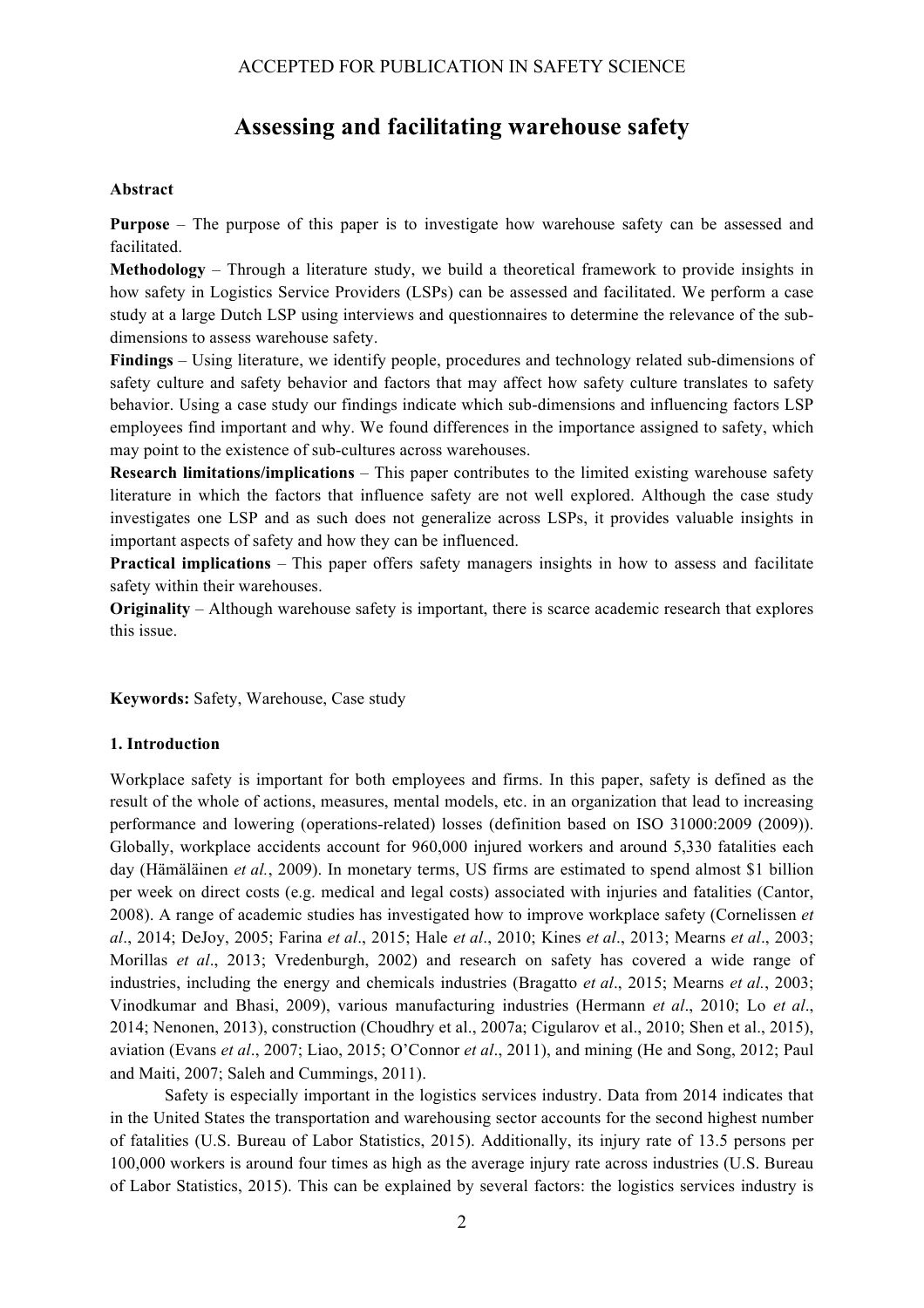# Assessing and facilitating warehouse safety

**Abstract**

**Purpose** – The purpose of this paper is to investigate how warehouse safety can be assessed and facilitated.

**Methodology** – Through a literature study, we build a theoretical framework to provide insights in how safety in Logistics Service Providers (LSPs) can be assessed and facilitated. We perform a case study at a large Dutch LSP using interviews and questionnaires to determine the relevance of the sub-dimensions to assess warehouse safety.

**Findings** – Using literature, we identify people, procedures and technology related sub-dimensions of safety culture and safety behavior and factors that may affect how safety culture translates to safety behavior. Using a case study our findings indicate which sub-dimensions and influencing factors LSP employees find important and why. We found differences in the importance assigned to safety, which may point to the existence of sub-cultures across warehouses.

**Research limitations/implications** – This paper contributes to the limited existing warehouse safety literature in which the factors that influence safety are not well explored. Although the case study investigates one LSP and as such does not generalize across LSPs, it provides valuable insights in important aspects of safety and how they can be influenced.

**Practical implications** – This paper offers safety managers insights in how to assess and facilitate safety within their warehouses.

**Originality** – Although warehouse safety is important, there is scarce academic research that explores this issue.

**Keywords:** Safety, Warehouse, Case study

## 1. Introduction

Workplace safety is important for both employees and firms. In this paper, safety is defined as the result of the whole of actions, measures, mental models, etc. in an organization that lead to increasing performance and lowering (operations-related) losses (definition based on ISO 31000:2009 (2009)). Globally, workplace accidents account for 960,000 injured workers and around 5,330 fatalities each day (Hämäläinen *et al.*, 2009). In monetary terms, US firms are estimated to spend almost $1 billion per week on direct costs (e.g. medical and legal costs) associated with injuries and fatalities (Cantor, 2008). A range of academic studies has investigated how to improve workplace safety (Cornelissen *et al*., 2014; DeJoy, 2005; Farina *et al*., 2015; Hale *et al*., 2010; Kines *et al*., 2013; Mearns *et al*., 2003; Morillas *et al*., 2013; Vredenburgh, 2002) and research on safety has covered a wide range of industries, including the energy and chemicals industries (Bragatto *et al*., 2015; Mearns *et al.*, 2003; Vinodkumar and Bhasi, 2009), various manufacturing industries (Hermann *et al*., 2010; Lo *et al*., 2014; Nenonen, 2013), construction (Choudhry et al., 2007a; Cigularov et al., 2010; Shen et al., 2015), aviation (Evans *et al*., 2007; Liao, 2015; O'Connor *et al*., 2011), and mining (He and Song, 2012; Paul and Maiti, 2007; Saleh and Cummings, 2011).

Safety is especially important in the logistics services industry. Data from 2014 indicates that in the United States the transportation and warehousing sector accounts for the second highest number of fatalities (U.S. Bureau of Labor Statistics, 2015). Additionally, its injury rate of 13.5 persons per 100,000 workers is around four times as high as the average injury rate across industries (U.S. Bureau of Labor Statistics, 2015). This can be explained by several factors: the logistics services industry is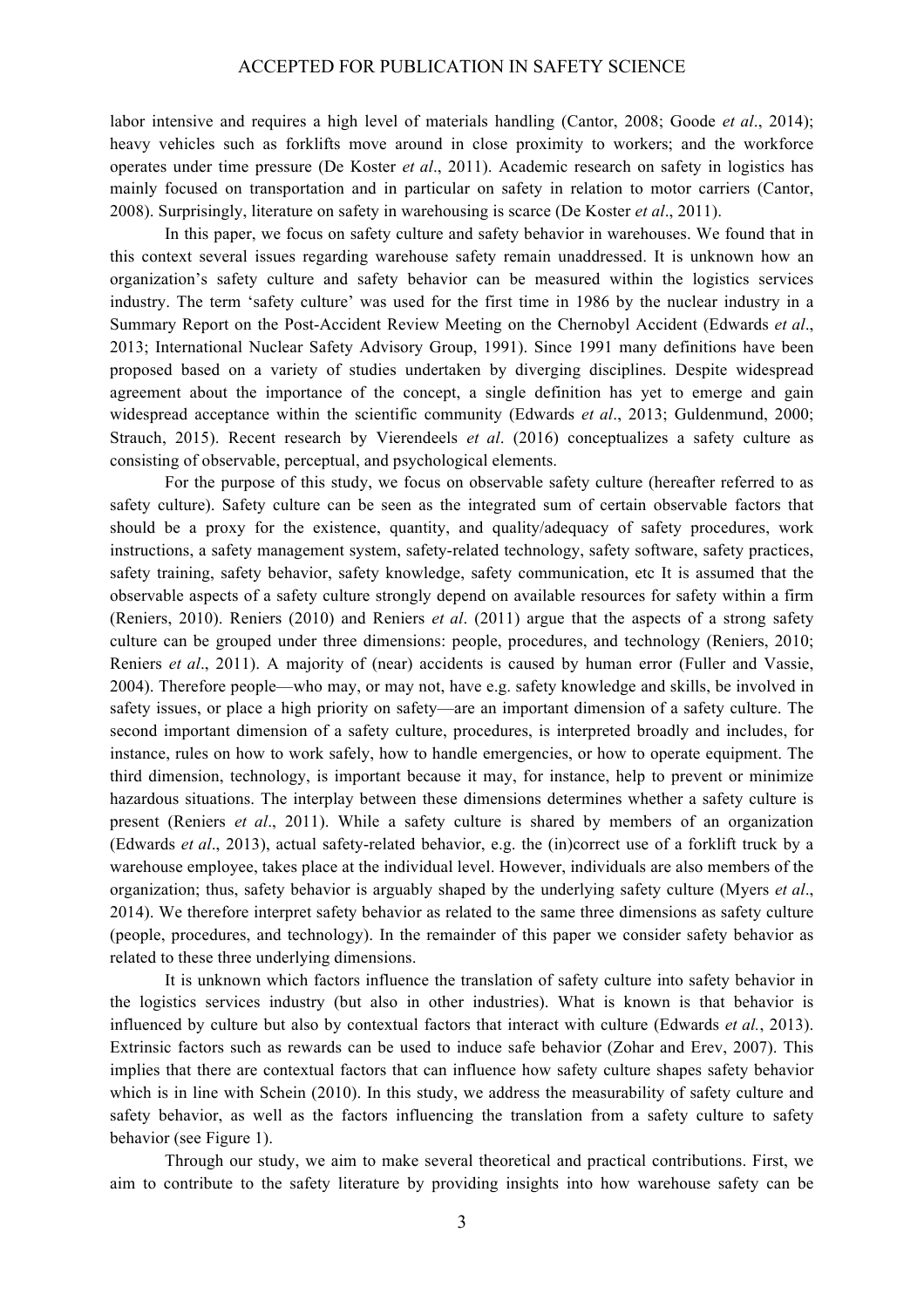labor intensive and requires a high level of materials handling (Cantor, 2008; Goode *et al*., 2014); heavy vehicles such as forklifts move around in close proximity to workers; and the workforce operates under time pressure (De Koster *et al*., 2011). Academic research on safety in logistics has mainly focused on transportation and in particular on safety in relation to motor carriers (Cantor, 2008). Surprisingly, literature on safety in warehousing is scarce (De Koster *et al*., 2011).

In this paper, we focus on safety culture and safety behavior in warehouses. We found that in this context several issues regarding warehouse safety remain unaddressed. It is unknown how an organization's safety culture and safety behavior can be measured within the logistics services industry. The term 'safety culture' was used for the first time in 1986 by the nuclear industry in a Summary Report on the Post-Accident Review Meeting on the Chernobyl Accident (Edwards *et al*., 2013; International Nuclear Safety Advisory Group, 1991). Since 1991 many definitions have been proposed based on a variety of studies undertaken by diverging disciplines. Despite widespread agreement about the importance of the concept, a single definition has yet to emerge and gain widespread acceptance within the scientific community (Edwards *et al*., 2013; Guldenmund, 2000; Strauch, 2015). Recent research by Vierendeels *et al*. (2016) conceptualizes a safety culture as consisting of observable, perceptual, and psychological elements.

For the purpose of this study, we focus on observable safety culture (hereafter referred to as safety culture). Safety culture can be seen as the integrated sum of certain observable factors that should be a proxy for the existence, quantity, and quality/adequacy of safety procedures, work instructions, a safety management system, safety-related technology, safety software, safety practices, safety training, safety behavior, safety knowledge, safety communication, etc It is assumed that the observable aspects of a safety culture strongly depend on available resources for safety within a firm (Reniers, 2010). Reniers (2010) and Reniers *et al*. (2011) argue that the aspects of a strong safety culture can be grouped under three dimensions: people, procedures, and technology (Reniers, 2010; Reniers *et al*., 2011). A majority of (near) accidents is caused by human error (Fuller and Vassie, 2004). Therefore people—who may, or may not, have e.g. safety knowledge and skills, be involved in safety issues, or place a high priority on safety—are an important dimension of a safety culture. The second important dimension of a safety culture, procedures, is interpreted broadly and includes, for instance, rules on how to work safely, how to handle emergencies, or how to operate equipment. The third dimension, technology, is important because it may, for instance, help to prevent or minimize hazardous situations. The interplay between these dimensions determines whether a safety culture is present (Reniers *et al*., 2011). While a safety culture is shared by members of an organization (Edwards *et al*., 2013), actual safety-related behavior, e.g. the (in)correct use of a forklift truck by a warehouse employee, takes place at the individual level. However, individuals are also members of the organization; thus, safety behavior is arguably shaped by the underlying safety culture (Myers *et al*., 2014). We therefore interpret safety behavior as related to the same three dimensions as safety culture (people, procedures, and technology). In the remainder of this paper we consider safety behavior as related to these three underlying dimensions.

It is unknown which factors influence the translation of safety culture into safety behavior in the logistics services industry (but also in other industries). What is known is that behavior is influenced by culture but also by contextual factors that interact with culture (Edwards *et al.*, 2013). Extrinsic factors such as rewards can be used to induce safe behavior (Zohar and Erev, 2007). This implies that there are contextual factors that can influence how safety culture shapes safety behavior which is in line with Schein (2010). In this study, we address the measurability of safety culture and safety behavior, as well as the factors influencing the translation from a safety culture to safety behavior (see Figure 1).

Through our study, we aim to make several theoretical and practical contributions. First, we aim to contribute to the safety literature by providing insights into how warehouse safety can be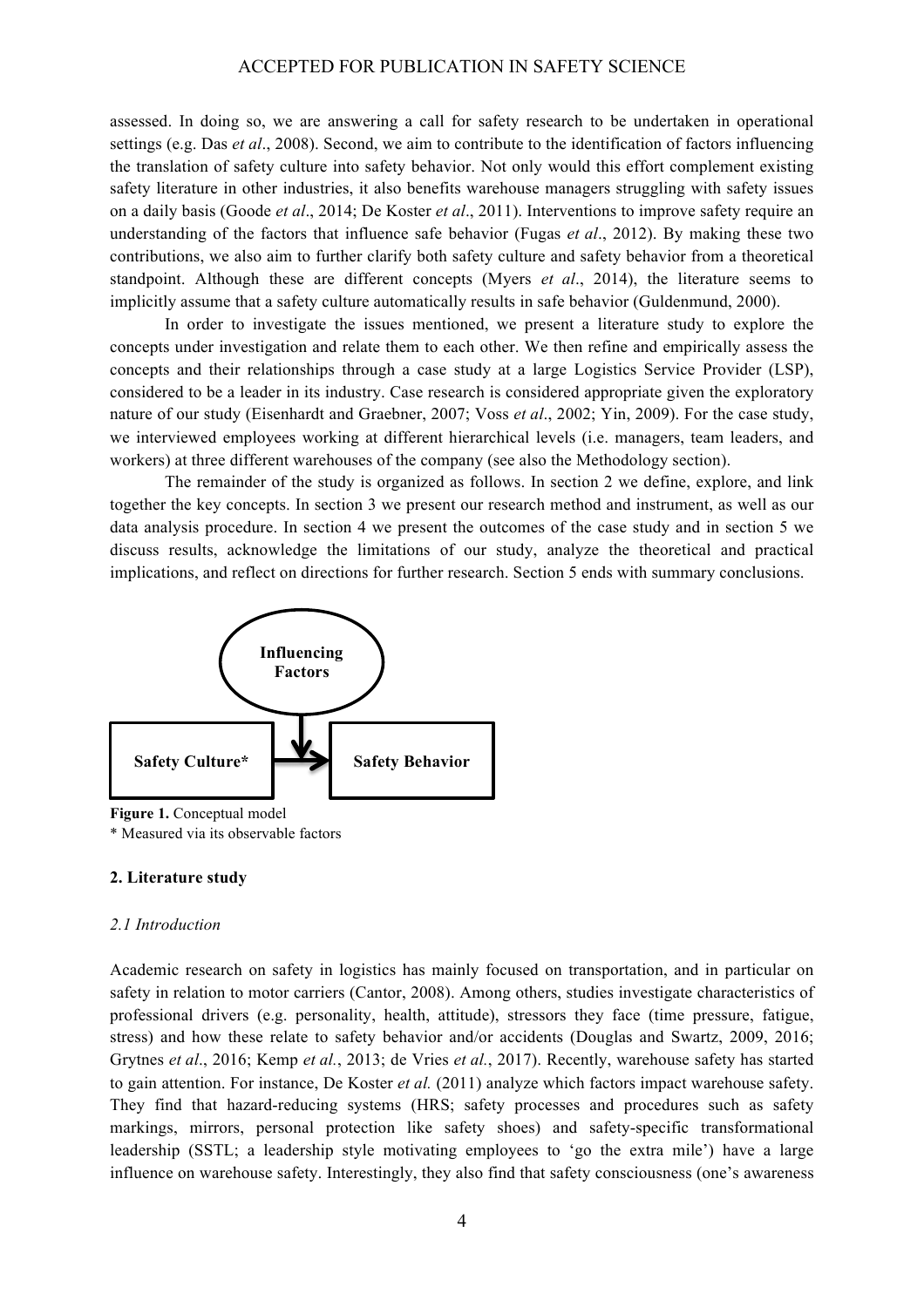assessed. In doing so, we are answering a call for safety research to be undertaken in operational settings (e.g. Das *et al*., 2008). Second, we aim to contribute to the identification of factors influencing the translation of safety culture into safety behavior. Not only would this effort complement existing safety literature in other industries, it also benefits warehouse managers struggling with safety issues on a daily basis (Goode *et al*., 2014; De Koster *et al*., 2011). Interventions to improve safety require an understanding of the factors that influence safe behavior (Fugas *et al*., 2012). By making these two contributions, we also aim to further clarify both safety culture and safety behavior from a theoretical standpoint. Although these are different concepts (Myers *et al*., 2014), the literature seems to implicitly assume that a safety culture automatically results in safe behavior (Guldenmund, 2000).

In order to investigate the issues mentioned, we present a literature study to explore the concepts under investigation and relate them to each other. We then refine and empirically assess the concepts and their relationships through a case study at a large Logistics Service Provider (LSP), considered to be a leader in its industry. Case research is considered appropriate given the exploratory nature of our study (Eisenhardt and Graebner, 2007; Voss *et al*., 2002; Yin, 2009). For the case study, we interviewed employees working at different hierarchical levels (i.e. managers, team leaders, and workers) at three different warehouses of the company (see also the Methodology section).

The remainder of the study is organized as follows. In section 2 we define, explore, and link together the key concepts. In section 3 we present our research method and instrument, as well as our data analysis procedure. In section 4 we present the outcomes of the case study and in section 5 we discuss results, acknowledge the limitations of our study, analyze the theoretical and practical implications, and reflect on directions for further research. Section 5 ends with summary conclusions.

**Influencing Factors**

**Safety Culture*** → **Safety Behavior**

**Figure 1.** Conceptual model
* Measured via its observable factors

## 2. Literature study

### *2.1 Introduction*

Academic research on safety in logistics has mainly focused on transportation, and in particular on safety in relation to motor carriers (Cantor, 2008). Among others, studies investigate characteristics of professional drivers (e.g. personality, health, attitude), stressors they face (time pressure, fatigue, stress) and how these relate to safety behavior and/or accidents (Douglas and Swartz, 2009, 2016; Grytnes *et al*., 2016; Kemp *et al.*, 2013; de Vries *et al.*, 2017). Recently, warehouse safety has started to gain attention. For instance, De Koster *et al.* (2011) analyze which factors impact warehouse safety. They find that hazard-reducing systems (HRS; safety processes and procedures such as safety markings, mirrors, personal protection like safety shoes) and safety-specific transformational leadership (SSTL; a leadership style motivating employees to 'go the extra mile') have a large influence on warehouse safety. Interestingly, they also find that safety consciousness (one's awareness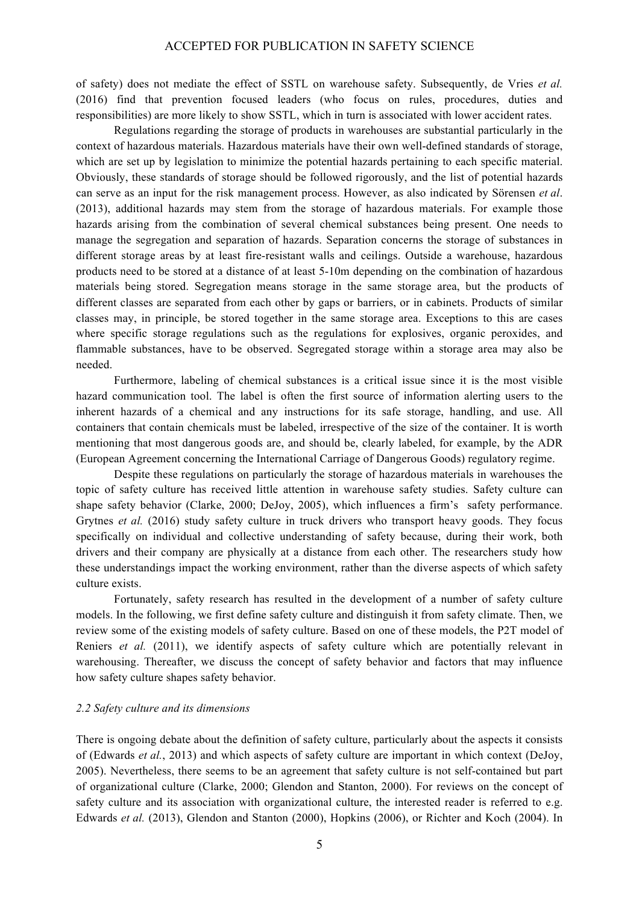of safety) does not mediate the effect of SSTL on warehouse safety. Subsequently, de Vries *et al.* (2016) find that prevention focused leaders (who focus on rules, procedures, duties and responsibilities) are more likely to show SSTL, which in turn is associated with lower accident rates.

Regulations regarding the storage of products in warehouses are substantial particularly in the context of hazardous materials. Hazardous materials have their own well-defined standards of storage, which are set up by legislation to minimize the potential hazards pertaining to each specific material. Obviously, these standards of storage should be followed rigorously, and the list of potential hazards can serve as an input for the risk management process. However, as also indicated by Sörensen *et al*. (2013), additional hazards may stem from the storage of hazardous materials. For example those hazards arising from the combination of several chemical substances being present. One needs to manage the segregation and separation of hazards. Separation concerns the storage of substances in different storage areas by at least fire-resistant walls and ceilings. Outside a warehouse, hazardous products need to be stored at a distance of at least 5-10m depending on the combination of hazardous materials being stored. Segregation means storage in the same storage area, but the products of different classes are separated from each other by gaps or barriers, or in cabinets. Products of similar classes may, in principle, be stored together in the same storage area. Exceptions to this are cases where specific storage regulations such as the regulations for explosives, organic peroxides, and flammable substances, have to be observed. Segregated storage within a storage area may also be needed.

Furthermore, labeling of chemical substances is a critical issue since it is the most visible hazard communication tool. The label is often the first source of information alerting users to the inherent hazards of a chemical and any instructions for its safe storage, handling, and use. All containers that contain chemicals must be labeled, irrespective of the size of the container. It is worth mentioning that most dangerous goods are, and should be, clearly labeled, for example, by the ADR (European Agreement concerning the International Carriage of Dangerous Goods) regulatory regime.

Despite these regulations on particularly the storage of hazardous materials in warehouses the topic of safety culture has received little attention in warehouse safety studies. Safety culture can shape safety behavior (Clarke, 2000; DeJoy, 2005), which influences a firm's safety performance. Grytnes *et al.* (2016) study safety culture in truck drivers who transport heavy goods. They focus specifically on individual and collective understanding of safety because, during their work, both drivers and their company are physically at a distance from each other. The researchers study how these understandings impact the working environment, rather than the diverse aspects of which safety culture exists.

Fortunately, safety research has resulted in the development of a number of safety culture models. In the following, we first define safety culture and distinguish it from safety climate. Then, we review some of the existing models of safety culture. Based on one of these models, the P2T model of Reniers *et al.* (2011), we identify aspects of safety culture which are potentially relevant in warehousing. Thereafter, we discuss the concept of safety behavior and factors that may influence how safety culture shapes safety behavior.

### *2.2 Safety culture and its dimensions*

There is ongoing debate about the definition of safety culture, particularly about the aspects it consists of (Edwards *et al.*, 2013) and which aspects of safety culture are important in which context (DeJoy, 2005). Nevertheless, there seems to be an agreement that safety culture is not self-contained but part of organizational culture (Clarke, 2000; Glendon and Stanton, 2000). For reviews on the concept of safety culture and its association with organizational culture, the interested reader is referred to e.g. Edwards *et al.* (2013), Glendon and Stanton (2000), Hopkins (2006), or Richter and Koch (2004). In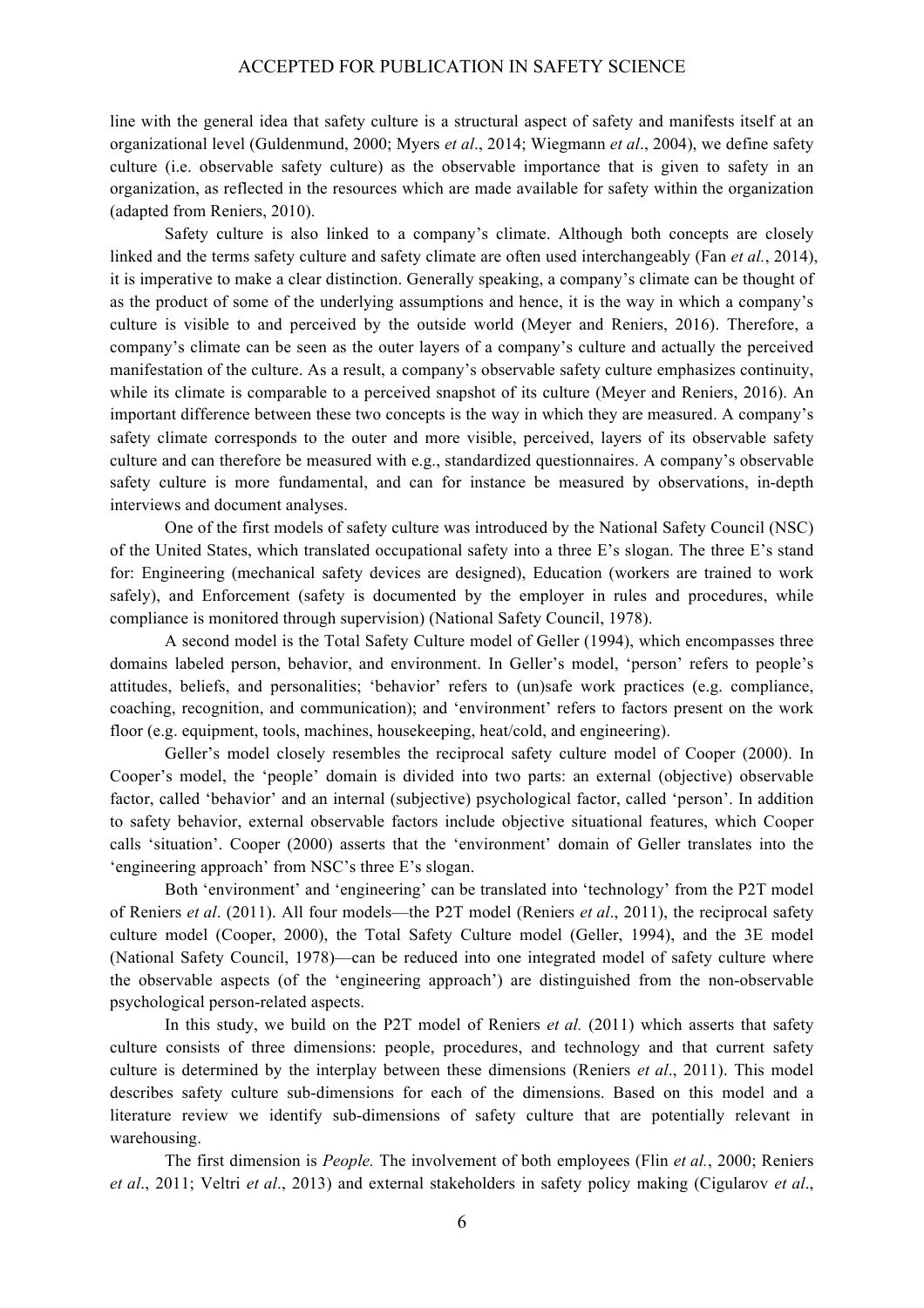line with the general idea that safety culture is a structural aspect of safety and manifests itself at an organizational level (Guldenmund, 2000; Myers *et al*., 2014; Wiegmann *et al*., 2004), we define safety culture (i.e. observable safety culture) as the observable importance that is given to safety in an organization, as reflected in the resources which are made available for safety within the organization (adapted from Reniers, 2010).

Safety culture is also linked to a company's climate. Although both concepts are closely linked and the terms safety culture and safety climate are often used interchangeably (Fan *et al.*, 2014), it is imperative to make a clear distinction. Generally speaking, a company's climate can be thought of as the product of some of the underlying assumptions and hence, it is the way in which a company's culture is visible to and perceived by the outside world (Meyer and Reniers, 2016). Therefore, a company's climate can be seen as the outer layers of a company's culture and actually the perceived manifestation of the culture. As a result, a company's observable safety culture emphasizes continuity, while its climate is comparable to a perceived snapshot of its culture (Meyer and Reniers, 2016). An important difference between these two concepts is the way in which they are measured. A company's safety climate corresponds to the outer and more visible, perceived, layers of its observable safety culture and can therefore be measured with e.g., standardized questionnaires. A company's observable safety culture is more fundamental, and can for instance be measured by observations, in-depth interviews and document analyses.

One of the first models of safety culture was introduced by the National Safety Council (NSC) of the United States, which translated occupational safety into a three E's slogan. The three E's stand for: Engineering (mechanical safety devices are designed), Education (workers are trained to work safely), and Enforcement (safety is documented by the employer in rules and procedures, while compliance is monitored through supervision) (National Safety Council, 1978).

A second model is the Total Safety Culture model of Geller (1994), which encompasses three domains labeled person, behavior, and environment. In Geller's model, 'person' refers to people's attitudes, beliefs, and personalities; 'behavior' refers to (un)safe work practices (e.g. compliance, coaching, recognition, and communication); and 'environment' refers to factors present on the work floor (e.g. equipment, tools, machines, housekeeping, heat/cold, and engineering).

Geller's model closely resembles the reciprocal safety culture model of Cooper (2000). In Cooper's model, the 'people' domain is divided into two parts: an external (objective) observable factor, called 'behavior' and an internal (subjective) psychological factor, called 'person'. In addition to safety behavior, external observable factors include objective situational features, which Cooper calls 'situation'. Cooper (2000) asserts that the 'environment' domain of Geller translates into the 'engineering approach' from NSC's three E's slogan.

Both 'environment' and 'engineering' can be translated into 'technology' from the P2T model of Reniers *et al*. (2011). All four models—the P2T model (Reniers *et al*., 2011), the reciprocal safety culture model (Cooper, 2000), the Total Safety Culture model (Geller, 1994), and the 3E model (National Safety Council, 1978)—can be reduced into one integrated model of safety culture where the observable aspects (of the 'engineering approach') are distinguished from the non-observable psychological person-related aspects.

In this study, we build on the P2T model of Reniers *et al.* (2011) which asserts that safety culture consists of three dimensions: people, procedures, and technology and that current safety culture is determined by the interplay between these dimensions (Reniers *et al*., 2011). This model describes safety culture sub-dimensions for each of the dimensions. Based on this model and a literature review we identify sub-dimensions of safety culture that are potentially relevant in warehousing.

The first dimension is *People.* The involvement of both employees (Flin *et al.*, 2000; Reniers *et al*., 2011; Veltri *et al*., 2013) and external stakeholders in safety policy making (Cigularov *et al*.,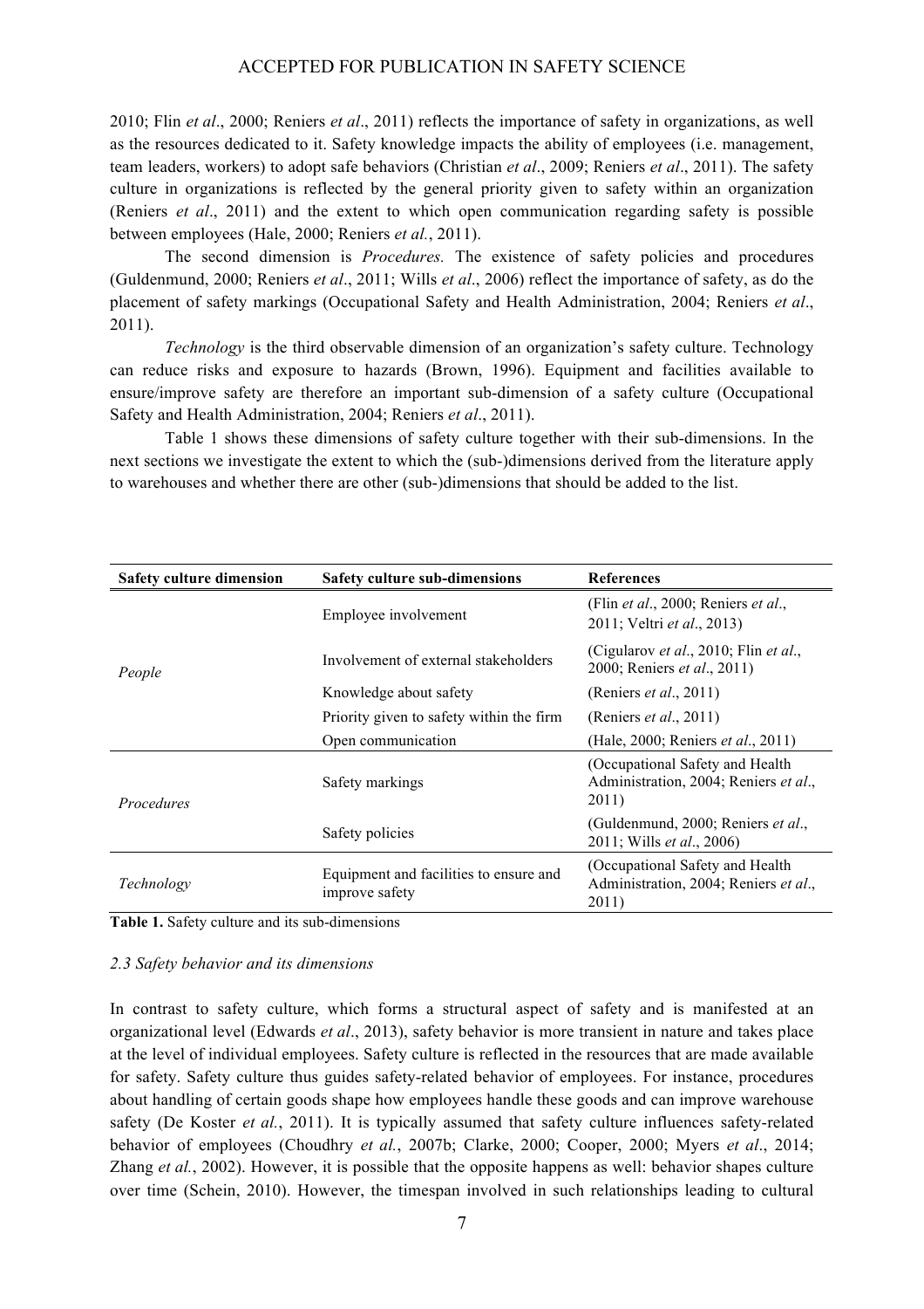2010; Flin *et al*., 2000; Reniers *et al*., 2011) reflects the importance of safety in organizations, as well as the resources dedicated to it. Safety knowledge impacts the ability of employees (i.e. management, team leaders, workers) to adopt safe behaviors (Christian *et al*., 2009; Reniers *et al*., 2011). The safety culture in organizations is reflected by the general priority given to safety within an organization (Reniers *et al*., 2011) and the extent to which open communication regarding safety is possible between employees (Hale, 2000; Reniers *et al.*, 2011).

The second dimension is *Procedures.* The existence of safety policies and procedures (Guldenmund, 2000; Reniers *et al*., 2011; Wills *et al*., 2006) reflect the importance of safety, as do the placement of safety markings (Occupational Safety and Health Administration, 2004; Reniers *et al*., 2011).

*Technology* is the third observable dimension of an organization's safety culture. Technology can reduce risks and exposure to hazards (Brown, 1996). Equipment and facilities available to ensure/improve safety are therefore an important sub-dimension of a safety culture (Occupational Safety and Health Administration, 2004; Reniers *et al*., 2011).

Table 1 shows these dimensions of safety culture together with their sub-dimensions. In the next sections we investigate the extent to which the (sub-)dimensions derived from the literature apply to warehouses and whether there are other (sub-)dimensions that should be added to the list.

| Safety culture dimension | Safety culture sub-dimensions | References |
|---|---|---|
| *People* | Employee involvement | (Flin *et al*., 2000; Reniers *et al*., 2011; Veltri *et al*., 2013) |
| | Involvement of external stakeholders | (Cigularov *et al*., 2010; Flin *et al*., 2000; Reniers *et al*., 2011) |
| | Knowledge about safety | (Reniers *et al*., 2011) |
| | Priority given to safety within the firm | (Reniers *et al*., 2011) |
| | Open communication | (Hale, 2000; Reniers *et al*., 2011) |
| *Procedures* | Safety markings | (Occupational Safety and Health Administration, 2004; Reniers *et al*., 2011) |
| | Safety policies | (Guldenmund, 2000; Reniers *et al*., 2011; Wills *et al*., 2006) |
| *Technology* | Equipment and facilities to ensure and improve safety | (Occupational Safety and Health Administration, 2004; Reniers *et al*., 2011) |

**Table 1.** Safety culture and its sub-dimensions

### *2.3 Safety behavior and its dimensions*

In contrast to safety culture, which forms a structural aspect of safety and is manifested at an organizational level (Edwards *et al*., 2013), safety behavior is more transient in nature and takes place at the level of individual employees. Safety culture is reflected in the resources that are made available for safety. Safety culture thus guides safety-related behavior of employees. For instance, procedures about handling of certain goods shape how employees handle these goods and can improve warehouse safety (De Koster *et al.*, 2011). It is typically assumed that safety culture influences safety-related behavior of employees (Choudhry *et al.*, 2007b; Clarke, 2000; Cooper, 2000; Myers *et al*., 2014; Zhang *et al.*, 2002). However, it is possible that the opposite happens as well: behavior shapes culture over time (Schein, 2010). However, the timespan involved in such relationships leading to cultural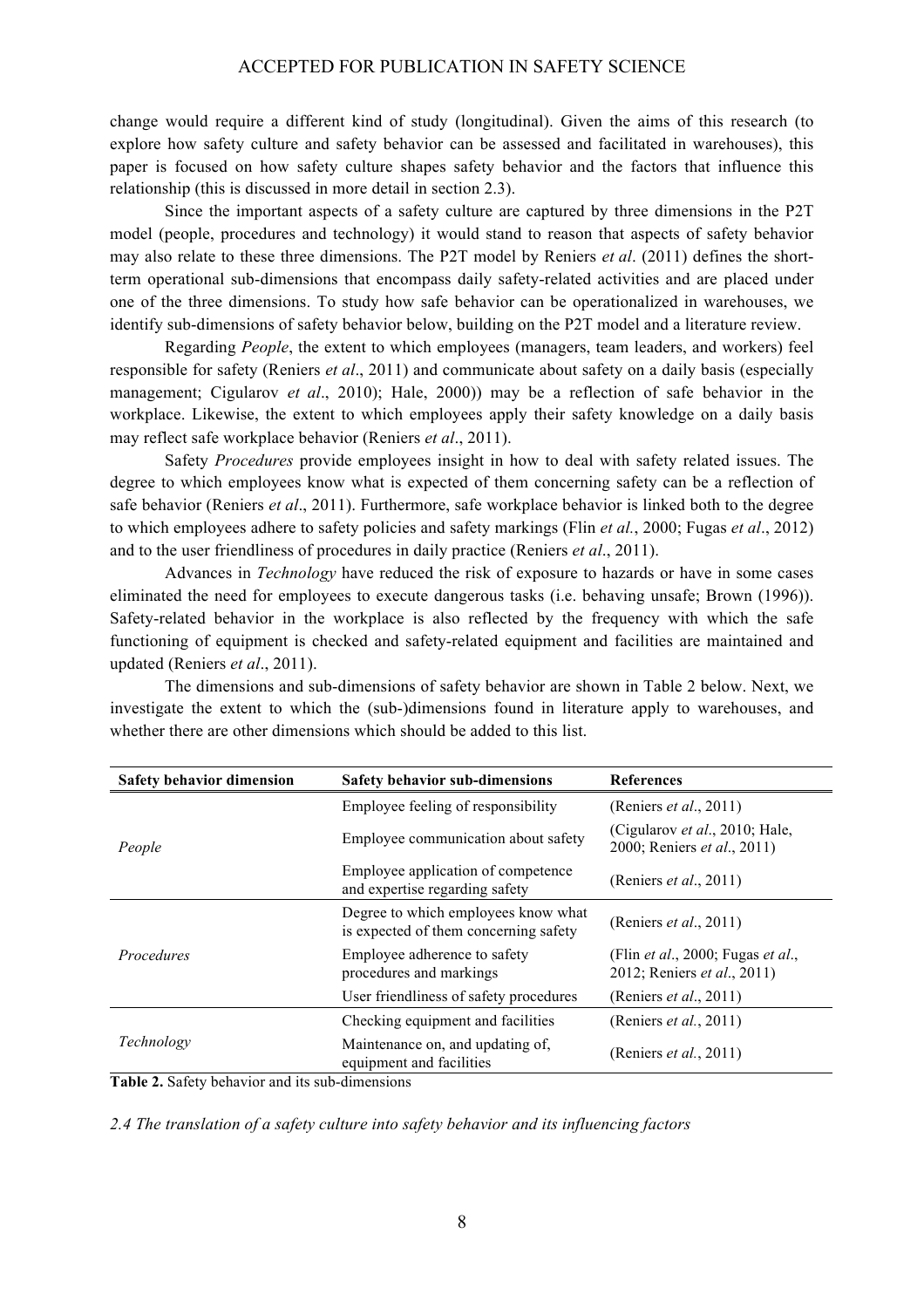change would require a different kind of study (longitudinal). Given the aims of this research (to explore how safety culture and safety behavior can be assessed and facilitated in warehouses), this paper is focused on how safety culture shapes safety behavior and the factors that influence this relationship (this is discussed in more detail in section 2.3).

Since the important aspects of a safety culture are captured by three dimensions in the P2T model (people, procedures and technology) it would stand to reason that aspects of safety behavior may also relate to these three dimensions. The P2T model by Reniers *et al*. (2011) defines the short-term operational sub-dimensions that encompass daily safety-related activities and are placed under one of the three dimensions. To study how safe behavior can be operationalized in warehouses, we identify sub-dimensions of safety behavior below, building on the P2T model and a literature review.

Regarding *People*, the extent to which employees (managers, team leaders, and workers) feel responsible for safety (Reniers *et al*., 2011) and communicate about safety on a daily basis (especially management; Cigularov *et al*., 2010); Hale, 2000)) may be a reflection of safe behavior in the workplace. Likewise, the extent to which employees apply their safety knowledge on a daily basis may reflect safe workplace behavior (Reniers *et al*., 2011).

Safety *Procedures* provide employees insight in how to deal with safety related issues. The degree to which employees know what is expected of them concerning safety can be a reflection of safe behavior (Reniers *et al*., 2011). Furthermore, safe workplace behavior is linked both to the degree to which employees adhere to safety policies and safety markings (Flin *et al.*, 2000; Fugas *et al*., 2012) and to the user friendliness of procedures in daily practice (Reniers *et al*., 2011).

Advances in *Technology* have reduced the risk of exposure to hazards or have in some cases eliminated the need for employees to execute dangerous tasks (i.e. behaving unsafe; Brown (1996)). Safety-related behavior in the workplace is also reflected by the frequency with which the safe functioning of equipment is checked and safety-related equipment and facilities are maintained and updated (Reniers *et al*., 2011).

The dimensions and sub-dimensions of safety behavior are shown in Table 2 below. Next, we investigate the extent to which the (sub-)dimensions found in literature apply to warehouses, and whether there are other dimensions which should be added to this list.

| Safety behavior dimension | Safety behavior sub-dimensions | References |
|---|---|---|
| *People* | Employee feeling of responsibility | (Reniers *et al*., 2011) |
| | Employee communication about safety | (Cigularov *et al*., 2010; Hale, 2000; Reniers *et al*., 2011) |
| | Employee application of competence and expertise regarding safety | (Reniers *et al*., 2011) |
| *Procedures* | Degree to which employees know what is expected of them concerning safety | (Reniers *et al*., 2011) |
| | Employee adherence to safety procedures and markings | (Flin *et al*., 2000; Fugas *et al*., 2012; Reniers *et al*., 2011) |
| | User friendliness of safety procedures | (Reniers *et al*., 2011) |
| *Technology* | Checking equipment and facilities | (Reniers *et al.*, 2011) |
| | Maintenance on, and updating of, equipment and facilities | (Reniers *et al.*, 2011) |

**Table 2.** Safety behavior and its sub-dimensions

*2.4 The translation of a safety culture into safety behavior and its influencing factors*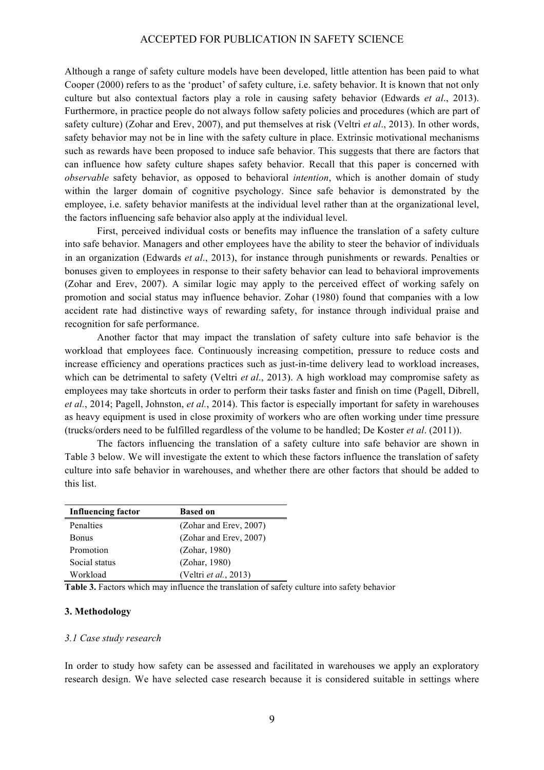Although a range of safety culture models have been developed, little attention has been paid to what Cooper (2000) refers to as the 'product' of safety culture, i.e. safety behavior. It is known that not only culture but also contextual factors play a role in causing safety behavior (Edwards *et al*., 2013). Furthermore, in practice people do not always follow safety policies and procedures (which are part of safety culture) (Zohar and Erev, 2007), and put themselves at risk (Veltri *et al*., 2013). In other words, safety behavior may not be in line with the safety culture in place. Extrinsic motivational mechanisms such as rewards have been proposed to induce safe behavior. This suggests that there are factors that can influence how safety culture shapes safety behavior. Recall that this paper is concerned with *observable* safety behavior, as opposed to behavioral *intention*, which is another domain of study within the larger domain of cognitive psychology. Since safe behavior is demonstrated by the employee, i.e. safety behavior manifests at the individual level rather than at the organizational level, the factors influencing safe behavior also apply at the individual level.

First, perceived individual costs or benefits may influence the translation of a safety culture into safe behavior. Managers and other employees have the ability to steer the behavior of individuals in an organization (Edwards *et al*., 2013), for instance through punishments or rewards. Penalties or bonuses given to employees in response to their safety behavior can lead to behavioral improvements (Zohar and Erev, 2007). A similar logic may apply to the perceived effect of working safely on promotion and social status may influence behavior. Zohar (1980) found that companies with a low accident rate had distinctive ways of rewarding safety, for instance through individual praise and recognition for safe performance.

Another factor that may impact the translation of safety culture into safe behavior is the workload that employees face. Continuously increasing competition, pressure to reduce costs and increase efficiency and operations practices such as just-in-time delivery lead to workload increases, which can be detrimental to safety (Veltri *et al*., 2013). A high workload may compromise safety as employees may take shortcuts in order to perform their tasks faster and finish on time (Pagell, Dibrell, *et al.*, 2014; Pagell, Johnston, *et al.*, 2014). This factor is especially important for safety in warehouses as heavy equipment is used in close proximity of workers who are often working under time pressure (trucks/orders need to be fulfilled regardless of the volume to be handled; De Koster *et al*. (2011)).

The factors influencing the translation of a safety culture into safe behavior are shown in Table 3 below. We will investigate the extent to which these factors influence the translation of safety culture into safe behavior in warehouses, and whether there are other factors that should be added to this list.

| **Influencing factor** | **Based on** |
|---|---|
| Penalties | (Zohar and Erev, 2007) |
| Bonus | (Zohar and Erev, 2007) |
| Promotion | (Zohar, 1980) |
| Social status | (Zohar, 1980) |
| Workload | (Veltri *et al.*, 2013) |

**Table 3.** Factors which may influence the translation of safety culture into safety behavior

## 3. Methodology

### *3.1 Case study research*

In order to study how safety can be assessed and facilitated in warehouses we apply an exploratory research design. We have selected case research because it is considered suitable in settings where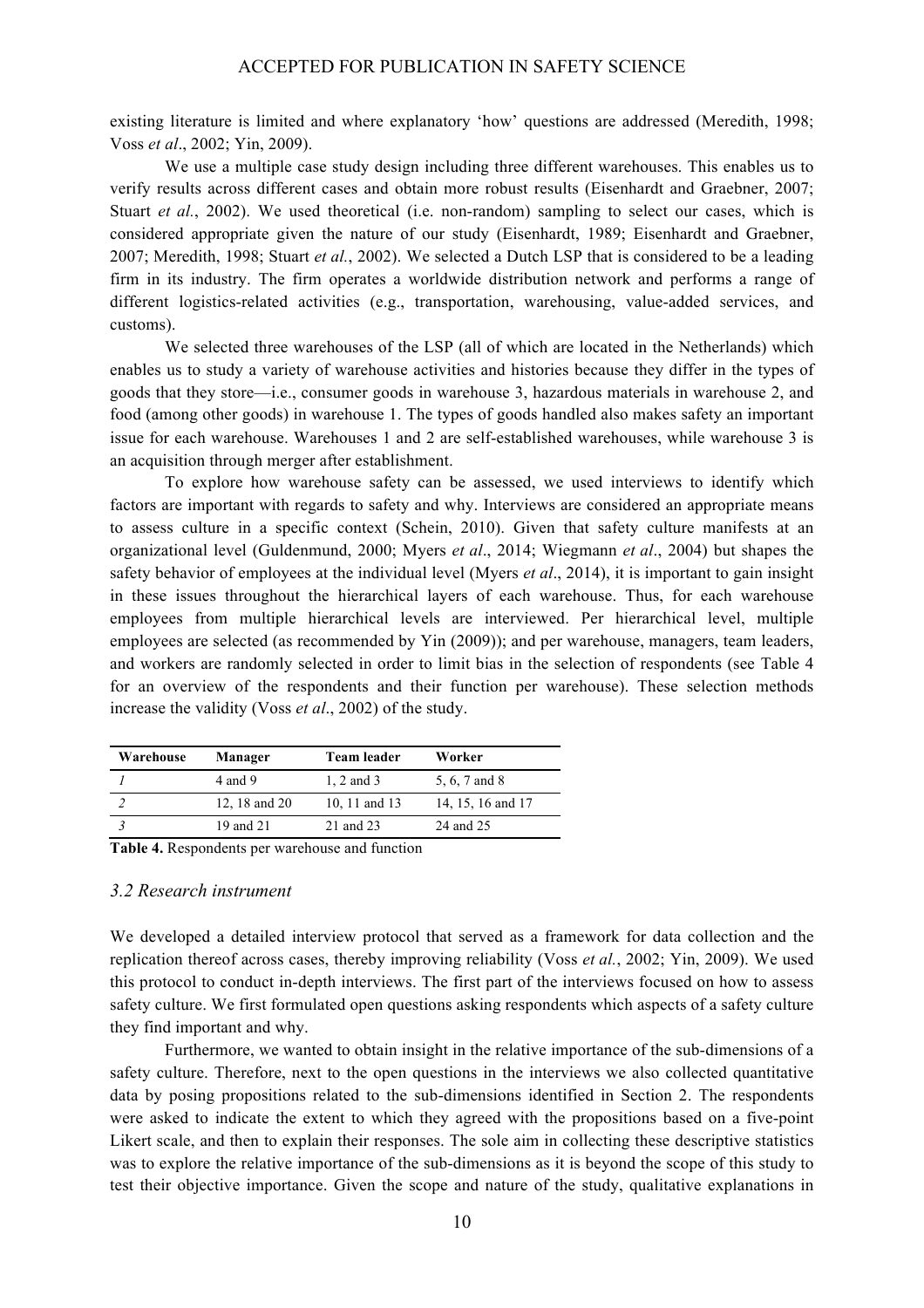existing literature is limited and where explanatory 'how' questions are addressed (Meredith, 1998; Voss *et al*., 2002; Yin, 2009).

We use a multiple case study design including three different warehouses. This enables us to verify results across different cases and obtain more robust results (Eisenhardt and Graebner, 2007; Stuart *et al.*, 2002). We used theoretical (i.e. non-random) sampling to select our cases, which is considered appropriate given the nature of our study (Eisenhardt, 1989; Eisenhardt and Graebner, 2007; Meredith, 1998; Stuart *et al.*, 2002). We selected a Dutch LSP that is considered to be a leading firm in its industry. The firm operates a worldwide distribution network and performs a range of different logistics-related activities (e.g., transportation, warehousing, value-added services, and customs).

We selected three warehouses of the LSP (all of which are located in the Netherlands) which enables us to study a variety of warehouse activities and histories because they differ in the types of goods that they store—i.e., consumer goods in warehouse 3, hazardous materials in warehouse 2, and food (among other goods) in warehouse 1. The types of goods handled also makes safety an important issue for each warehouse. Warehouses 1 and 2 are self-established warehouses, while warehouse 3 is an acquisition through merger after establishment.

To explore how warehouse safety can be assessed, we used interviews to identify which factors are important with regards to safety and why. Interviews are considered an appropriate means to assess culture in a specific context (Schein, 2010). Given that safety culture manifests at an organizational level (Guldenmund, 2000; Myers *et al*., 2014; Wiegmann *et al*., 2004) but shapes the safety behavior of employees at the individual level (Myers *et al*., 2014), it is important to gain insight in these issues throughout the hierarchical layers of each warehouse. Thus, for each warehouse employees from multiple hierarchical levels are interviewed. Per hierarchical level, multiple employees are selected (as recommended by Yin (2009)); and per warehouse, managers, team leaders, and workers are randomly selected in order to limit bias in the selection of respondents (see Table 4 for an overview of the respondents and their function per warehouse). These selection methods increase the validity (Voss *et al*., 2002) of the study.

| Warehouse | Manager | Team leader | Worker |
|---|---|---|---|
| *1* | 4 and 9 | 1, 2 and 3 | 5, 6, 7 and 8 |
| *2* | 12, 18 and 20 | 10, 11 and 13 | 14, 15, 16 and 17 |
| *3* | 19 and 21 | 21 and 23 | 24 and 25 |

**Table 4.** Respondents per warehouse and function

### *3.2 Research instrument*

We developed a detailed interview protocol that served as a framework for data collection and the replication thereof across cases, thereby improving reliability (Voss *et al.*, 2002; Yin, 2009). We used this protocol to conduct in-depth interviews. The first part of the interviews focused on how to assess safety culture. We first formulated open questions asking respondents which aspects of a safety culture they find important and why.

Furthermore, we wanted to obtain insight in the relative importance of the sub-dimensions of a safety culture. Therefore, next to the open questions in the interviews we also collected quantitative data by posing propositions related to the sub-dimensions identified in Section 2. The respondents were asked to indicate the extent to which they agreed with the propositions based on a five-point Likert scale, and then to explain their responses. The sole aim in collecting these descriptive statistics was to explore the relative importance of the sub-dimensions as it is beyond the scope of this study to test their objective importance. Given the scope and nature of the study, qualitative explanations in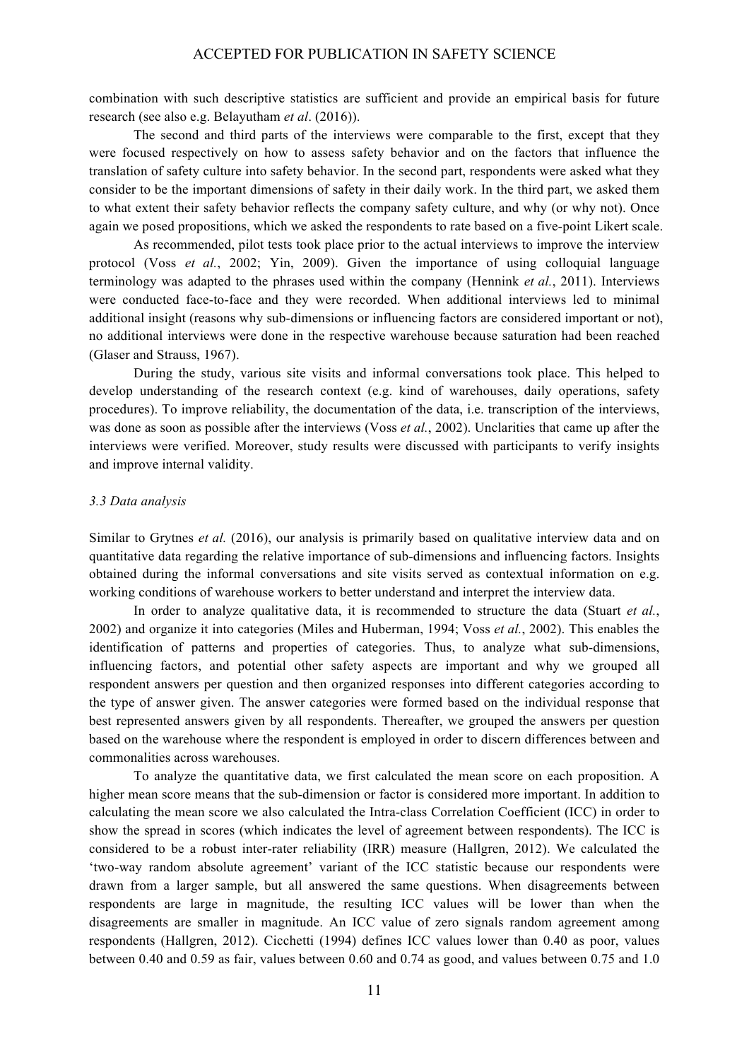combination with such descriptive statistics are sufficient and provide an empirical basis for future research (see also e.g. Belayutham *et al*. (2016)).

The second and third parts of the interviews were comparable to the first, except that they were focused respectively on how to assess safety behavior and on the factors that influence the translation of safety culture into safety behavior. In the second part, respondents were asked what they consider to be the important dimensions of safety in their daily work. In the third part, we asked them to what extent their safety behavior reflects the company safety culture, and why (or why not). Once again we posed propositions, which we asked the respondents to rate based on a five-point Likert scale.

As recommended, pilot tests took place prior to the actual interviews to improve the interview protocol (Voss *et al.*, 2002; Yin, 2009). Given the importance of using colloquial language terminology was adapted to the phrases used within the company (Hennink *et al.*, 2011). Interviews were conducted face-to-face and they were recorded. When additional interviews led to minimal additional insight (reasons why sub-dimensions or influencing factors are considered important or not), no additional interviews were done in the respective warehouse because saturation had been reached (Glaser and Strauss, 1967).

During the study, various site visits and informal conversations took place. This helped to develop understanding of the research context (e.g. kind of warehouses, daily operations, safety procedures). To improve reliability, the documentation of the data, i.e. transcription of the interviews, was done as soon as possible after the interviews (Voss *et al.*, 2002). Unclarities that came up after the interviews were verified. Moreover, study results were discussed with participants to verify insights and improve internal validity.

### *3.3 Data analysis*

Similar to Grytnes *et al.* (2016), our analysis is primarily based on qualitative interview data and on quantitative data regarding the relative importance of sub-dimensions and influencing factors. Insights obtained during the informal conversations and site visits served as contextual information on e.g. working conditions of warehouse workers to better understand and interpret the interview data.

In order to analyze qualitative data, it is recommended to structure the data (Stuart *et al.*, 2002) and organize it into categories (Miles and Huberman, 1994; Voss *et al.*, 2002). This enables the identification of patterns and properties of categories. Thus, to analyze what sub-dimensions, influencing factors, and potential other safety aspects are important and why we grouped all respondent answers per question and then organized responses into different categories according to the type of answer given. The answer categories were formed based on the individual response that best represented answers given by all respondents. Thereafter, we grouped the answers per question based on the warehouse where the respondent is employed in order to discern differences between and commonalities across warehouses.

To analyze the quantitative data, we first calculated the mean score on each proposition. A higher mean score means that the sub-dimension or factor is considered more important. In addition to calculating the mean score we also calculated the Intra-class Correlation Coefficient (ICC) in order to show the spread in scores (which indicates the level of agreement between respondents). The ICC is considered to be a robust inter-rater reliability (IRR) measure (Hallgren, 2012). We calculated the 'two-way random absolute agreement' variant of the ICC statistic because our respondents were drawn from a larger sample, but all answered the same questions. When disagreements between respondents are large in magnitude, the resulting ICC values will be lower than when the disagreements are smaller in magnitude. An ICC value of zero signals random agreement among respondents (Hallgren, 2012). Cicchetti (1994) defines ICC values lower than 0.40 as poor, values between 0.40 and 0.59 as fair, values between 0.60 and 0.74 as good, and values between 0.75 and 1.0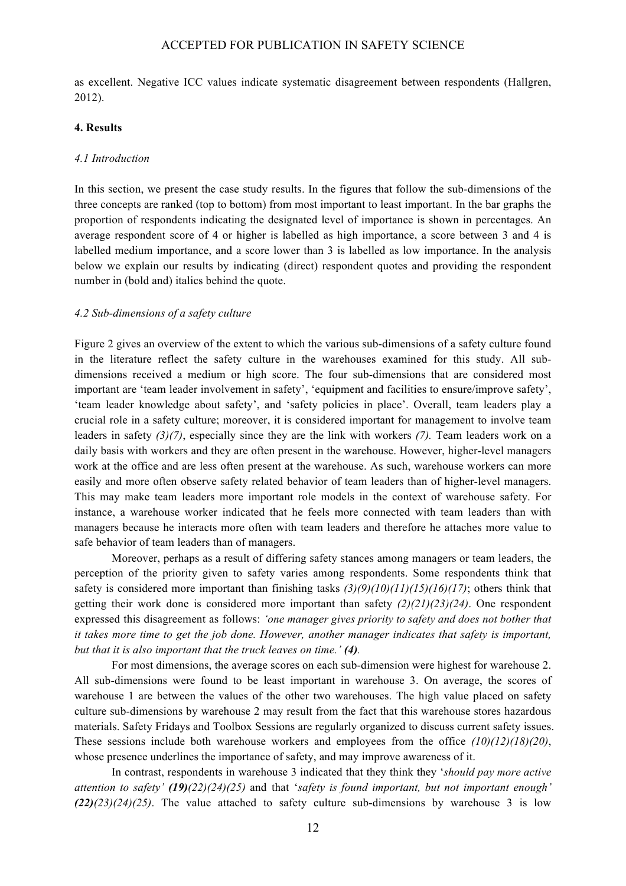as excellent. Negative ICC values indicate systematic disagreement between respondents (Hallgren, 2012).

## 4. Results

### *4.1 Introduction*

In this section, we present the case study results. In the figures that follow the sub-dimensions of the three concepts are ranked (top to bottom) from most important to least important. In the bar graphs the proportion of respondents indicating the designated level of importance is shown in percentages. An average respondent score of 4 or higher is labelled as high importance, a score between 3 and 4 is labelled medium importance, and a score lower than 3 is labelled as low importance. In the analysis below we explain our results by indicating (direct) respondent quotes and providing the respondent number in (bold and) italics behind the quote.

### *4.2 Sub-dimensions of a safety culture*

Figure 2 gives an overview of the extent to which the various sub-dimensions of a safety culture found in the literature reflect the safety culture in the warehouses examined for this study. All sub-dimensions received a medium or high score. The four sub-dimensions that are considered most important are 'team leader involvement in safety', 'equipment and facilities to ensure/improve safety', 'team leader knowledge about safety', and 'safety policies in place'. Overall, team leaders play a crucial role in a safety culture; moreover, it is considered important for management to involve team leaders in safety *(3)(7)*, especially since they are the link with workers *(7).* Team leaders work on a daily basis with workers and they are often present in the warehouse. However, higher-level managers work at the office and are less often present at the warehouse. As such, warehouse workers can more easily and more often observe safety related behavior of team leaders than of higher-level managers. This may make team leaders more important role models in the context of warehouse safety. For instance, a warehouse worker indicated that he feels more connected with team leaders than with managers because he interacts more often with team leaders and therefore he attaches more value to safe behavior of team leaders than of managers.

Moreover, perhaps as a result of differing safety stances among managers or team leaders, the perception of the priority given to safety varies among respondents. Some respondents think that safety is considered more important than finishing tasks *(3)(9)(10)(11)(15)(16)(17)*; others think that getting their work done is considered more important than safety *(2)(21)(23)(24)*. One respondent expressed this disagreement as follows: *'one manager gives priority to safety and does not bother that it takes more time to get the job done. However, another manager indicates that safety is important, but that it is also important that the truck leaves on time.'* ***(4)***.

For most dimensions, the average scores on each sub-dimension were highest for warehouse 2. All sub-dimensions were found to be least important in warehouse 3. On average, the scores of warehouse 1 are between the values of the other two warehouses. The high value placed on safety culture sub-dimensions by warehouse 2 may result from the fact that this warehouse stores hazardous materials. Safety Fridays and Toolbox Sessions are regularly organized to discuss current safety issues. These sessions include both warehouse workers and employees from the office *(10)(12)(18)(20)*, whose presence underlines the importance of safety, and may improve awareness of it.

In contrast, respondents in warehouse 3 indicated that they think they '*should pay more active attention to safety'* ***(19)****(22)(24)(25)* and that '*safety is found important, but not important enough'* ***(22)****(23)(24)(25)*. The value attached to safety culture sub-dimensions by warehouse 3 is low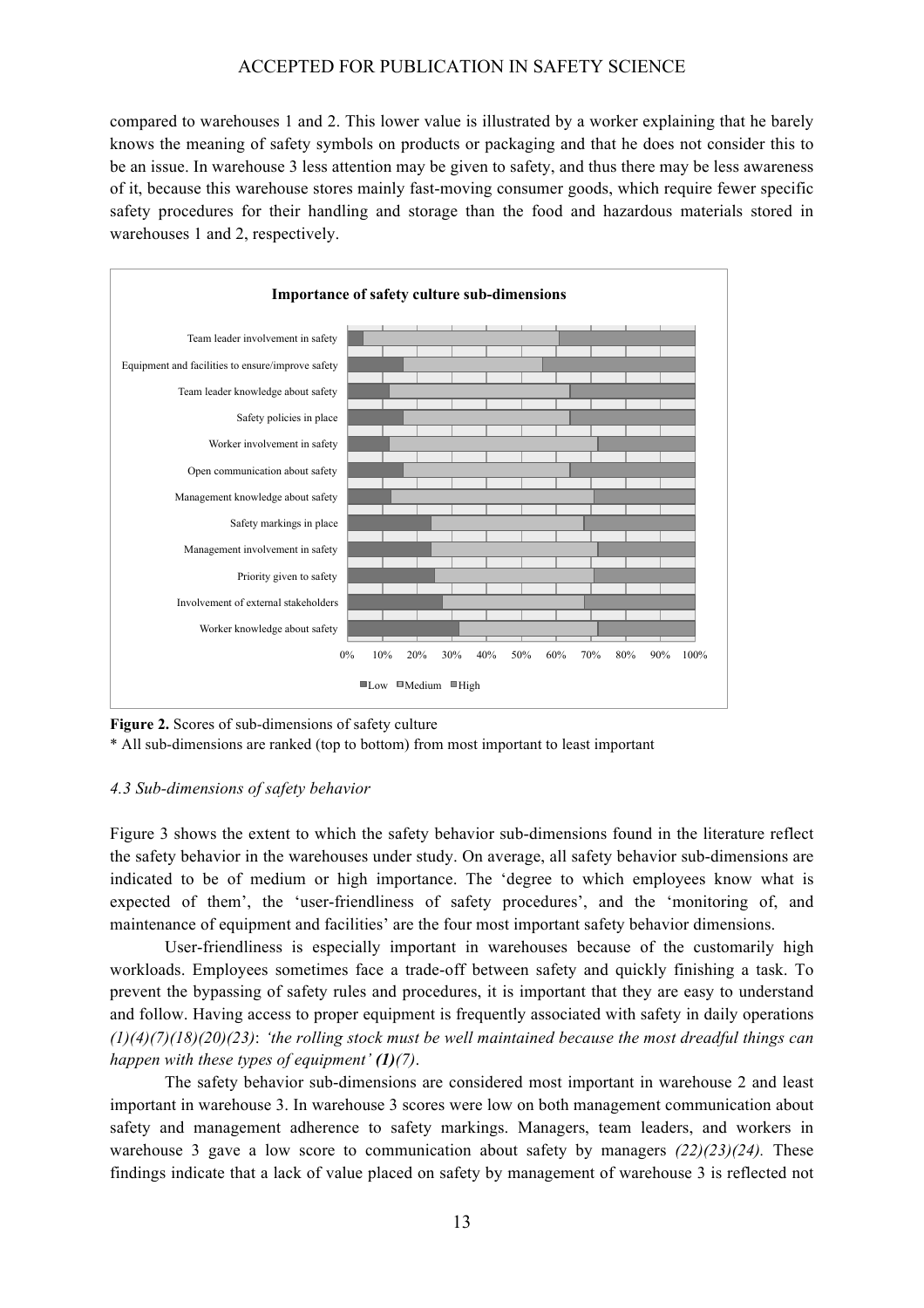compared to warehouses 1 and 2. This lower value is illustrated by a worker explaining that he barely knows the meaning of safety symbols on products or packaging and that he does not consider this to be an issue. In warehouse 3 less attention may be given to safety, and thus there may be less awareness of it, because this warehouse stores mainly fast-moving consumer goods, which require fewer specific safety procedures for their handling and storage than the food and hazardous materials stored in warehouses 1 and 2, respectively.

**Importance of safety culture sub-dimensions**

- Team leader involvement in safety
- Equipment and facilities to ensure/improve safety
- Team leader knowledge about safety
- Safety policies in place
- Worker involvement in safety
- Open communication about safety
- Management knowledge about safety
- Safety markings in place
- Management involvement in safety
- Priority given to safety
- Involvement of external stakeholders
- Worker knowledge about safety

0% 10% 20% 30% 40% 50% 60% 70% 80% 90% 100%

Low | Medium | High

**Figure 2.** Scores of sub-dimensions of safety culture

\* All sub-dimensions are ranked (top to bottom) from most important to least important

### *4.3 Sub-dimensions of safety behavior*

Figure 3 shows the extent to which the safety behavior sub-dimensions found in the literature reflect the safety behavior in the warehouses under study. On average, all safety behavior sub-dimensions are indicated to be of medium or high importance. The 'degree to which employees know what is expected of them', the 'user-friendliness of safety procedures', and the 'monitoring of, and maintenance of equipment and facilities' are the four most important safety behavior dimensions.

User-friendliness is especially important in warehouses because of the customarily high workloads. Employees sometimes face a trade-off between safety and quickly finishing a task. To prevent the bypassing of safety rules and procedures, it is important that they are easy to understand and follow. Having access to proper equipment is frequently associated with safety in daily operations *(1)(4)(7)(18)(20)(23)*: *'the rolling stock must be well maintained because the most dreadful things can happen with these types of equipment'* ***(1)****(7)*.

The safety behavior sub-dimensions are considered most important in warehouse 2 and least important in warehouse 3. In warehouse 3 scores were low on both management communication about safety and management adherence to safety markings. Managers, team leaders, and workers in warehouse 3 gave a low score to communication about safety by managers *(22)(23)(24).* These findings indicate that a lack of value placed on safety by management of warehouse 3 is reflected not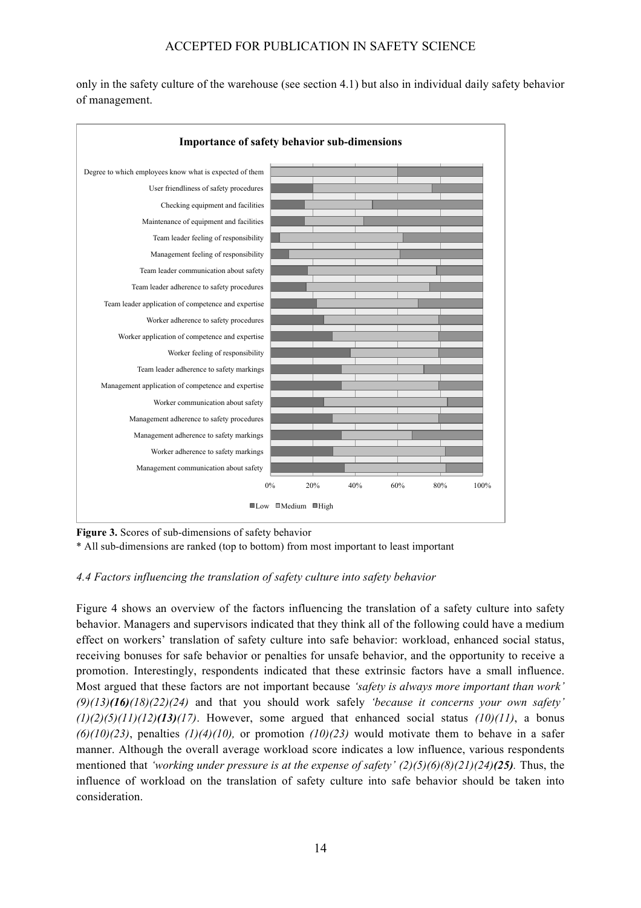only in the safety culture of the warehouse (see section 4.1) but also in individual daily safety behavior of management.

**Figure 3.** Scores of sub-dimensions of safety behavior

\* All sub-dimensions are ranked (top to bottom) from most important to least important

### *4.4 Factors influencing the translation of safety culture into safety behavior*

Figure 4 shows an overview of the factors influencing the translation of a safety culture into safety behavior. Managers and supervisors indicated that they think all of the following could have a medium effect on workers' translation of safety culture into safe behavior: workload, enhanced social status, receiving bonuses for safe behavior or penalties for unsafe behavior, and the opportunity to receive a promotion. Interestingly, respondents indicated that these extrinsic factors have a small influence. Most argued that these factors are not important because *'safety is always more important than work' (9)(13)****(16)****(18)(22)(24)* and that you should work safely *'because it concerns your own safety' (1)(2)(5)(11)(12)****(13)****(17)*. However, some argued that enhanced social status *(10)(11)*, a bonus *(6)(10)(23)*, penalties *(1)(4)(10),* or promotion *(10)(23)* would motivate them to behave in a safer manner. Although the overall average workload score indicates a low influence, various respondents mentioned that *'working under pressure is at the expense of safety' (2)(5)(6)(8)(21)(24)****(25)***. Thus, the influence of workload on the translation of safety culture into safe behavior should be taken into consideration.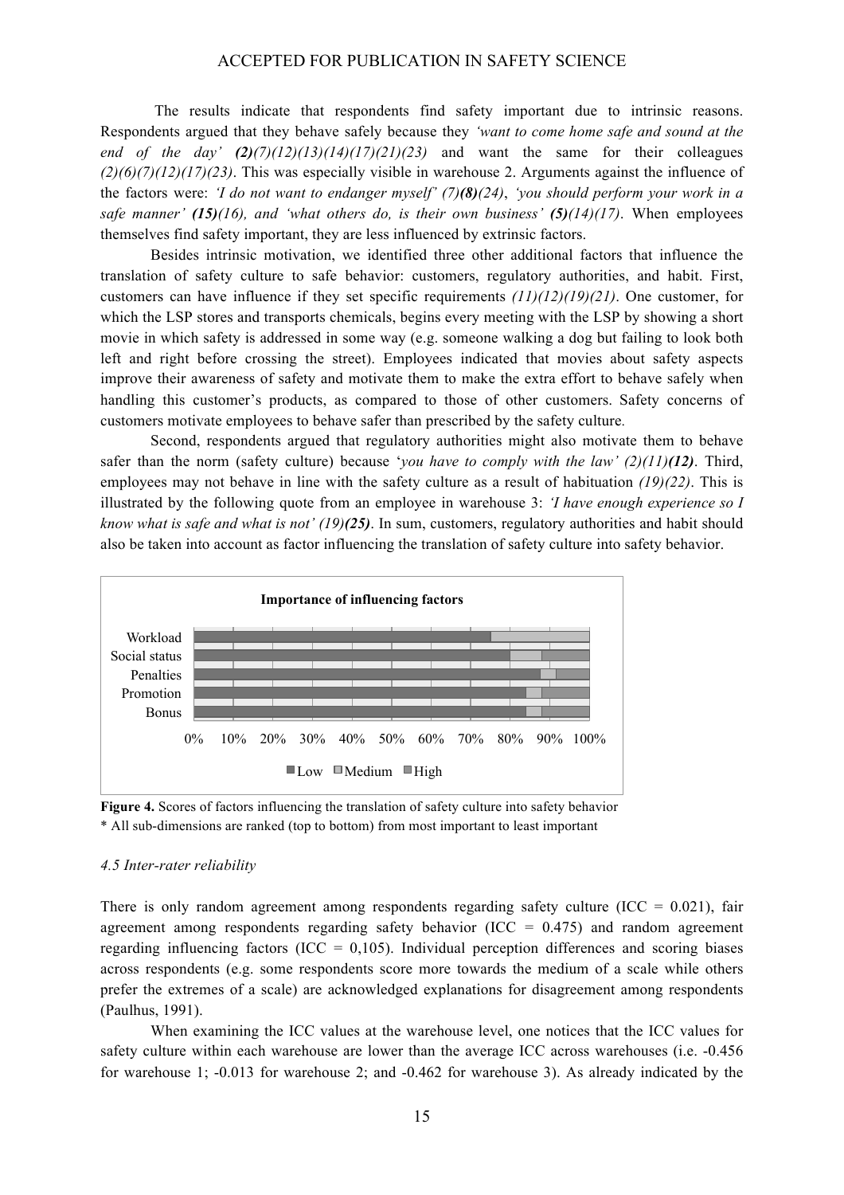The results indicate that respondents find safety important due to intrinsic reasons. Respondents argued that they behave safely because they *'want to come home safe and sound at the end of the day'* ***(2)****(7)(12)(13)(14)(17)(21)(23)* and want the same for their colleagues *(2)(6)(7)(12)(17)(23)*. This was especially visible in warehouse 2. Arguments against the influence of the factors were: *'I do not want to endanger myself' (7)****(8)****(24)*, *'you should perform your work in a safe manner'* ***(15)****(16), and 'what others do, is their own business'* ***(5)****(14)(17)*. When employees themselves find safety important, they are less influenced by extrinsic factors.

Besides intrinsic motivation, we identified three other additional factors that influence the translation of safety culture to safe behavior: customers, regulatory authorities, and habit. First, customers can have influence if they set specific requirements *(11)(12)(19)(21)*. One customer, for which the LSP stores and transports chemicals, begins every meeting with the LSP by showing a short movie in which safety is addressed in some way (e.g. someone walking a dog but failing to look both left and right before crossing the street). Employees indicated that movies about safety aspects improve their awareness of safety and motivate them to make the extra effort to behave safely when handling this customer's products, as compared to those of other customers. Safety concerns of customers motivate employees to behave safer than prescribed by the safety culture.

Second, respondents argued that regulatory authorities might also motivate them to behave safer than the norm (safety culture) because '*you have to comply with the law' (2)(11)****(12)***. Third, employees may not behave in line with the safety culture as a result of habituation *(19)(22)*. This is illustrated by the following quote from an employee in warehouse 3: *'I have enough experience so I know what is safe and what is not' (19)****(25)***. In sum, customers, regulatory authorities and habit should also be taken into account as factor influencing the translation of safety culture into safety behavior.

**Figure 4.** Scores of factors influencing the translation of safety culture into safety behavior
\* All sub-dimensions are ranked (top to bottom) from most important to least important

#### *4.5 Inter-rater reliability*

There is only random agreement among respondents regarding safety culture (ICC = 0.021), fair agreement among respondents regarding safety behavior (ICC = 0.475) and random agreement regarding influencing factors (ICC = 0,105). Individual perception differences and scoring biases across respondents (e.g. some respondents score more towards the medium of a scale while others prefer the extremes of a scale) are acknowledged explanations for disagreement among respondents (Paulhus, 1991).

When examining the ICC values at the warehouse level, one notices that the ICC values for safety culture within each warehouse are lower than the average ICC across warehouses (i.e. -0.456 for warehouse 1; -0.013 for warehouse 2; and -0.462 for warehouse 3). As already indicated by the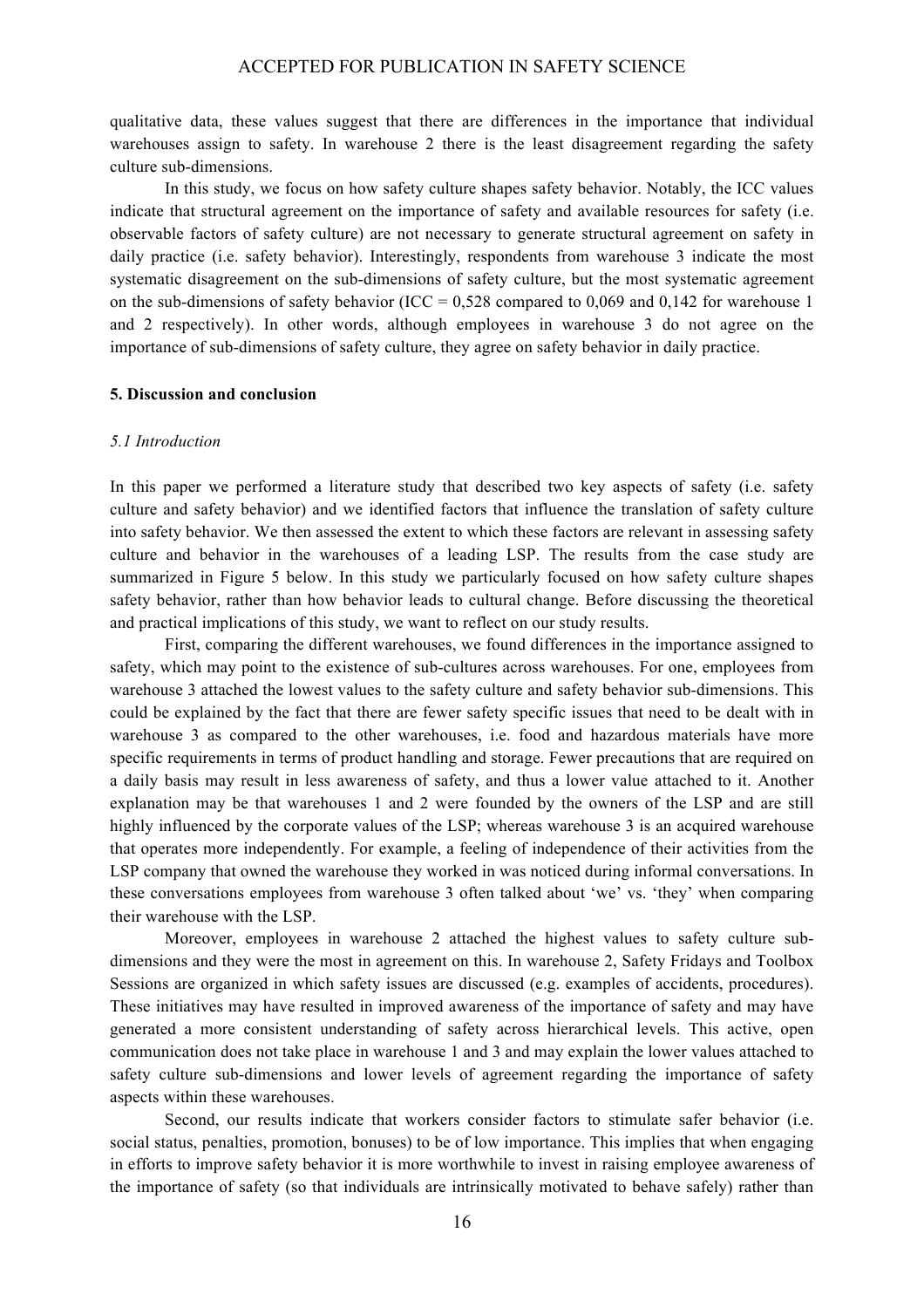qualitative data, these values suggest that there are differences in the importance that individual warehouses assign to safety. In warehouse 2 there is the least disagreement regarding the safety culture sub-dimensions.

In this study, we focus on how safety culture shapes safety behavior. Notably, the ICC values indicate that structural agreement on the importance of safety and available resources for safety (i.e. observable factors of safety culture) are not necessary to generate structural agreement on safety in daily practice (i.e. safety behavior). Interestingly, respondents from warehouse 3 indicate the most systematic disagreement on the sub-dimensions of safety culture, but the most systematic agreement on the sub-dimensions of safety behavior (ICC = 0,528 compared to 0,069 and 0,142 for warehouse 1 and 2 respectively). In other words, although employees in warehouse 3 do not agree on the importance of sub-dimensions of safety culture, they agree on safety behavior in daily practice.

## 5. Discussion and conclusion

### *5.1 Introduction*

In this paper we performed a literature study that described two key aspects of safety (i.e. safety culture and safety behavior) and we identified factors that influence the translation of safety culture into safety behavior. We then assessed the extent to which these factors are relevant in assessing safety culture and behavior in the warehouses of a leading LSP. The results from the case study are summarized in Figure 5 below. In this study we particularly focused on how safety culture shapes safety behavior, rather than how behavior leads to cultural change. Before discussing the theoretical and practical implications of this study, we want to reflect on our study results.

First, comparing the different warehouses, we found differences in the importance assigned to safety, which may point to the existence of sub-cultures across warehouses. For one, employees from warehouse 3 attached the lowest values to the safety culture and safety behavior sub-dimensions. This could be explained by the fact that there are fewer safety specific issues that need to be dealt with in warehouse 3 as compared to the other warehouses, i.e. food and hazardous materials have more specific requirements in terms of product handling and storage. Fewer precautions that are required on a daily basis may result in less awareness of safety, and thus a lower value attached to it. Another explanation may be that warehouses 1 and 2 were founded by the owners of the LSP and are still highly influenced by the corporate values of the LSP; whereas warehouse 3 is an acquired warehouse that operates more independently. For example, a feeling of independence of their activities from the LSP company that owned the warehouse they worked in was noticed during informal conversations. In these conversations employees from warehouse 3 often talked about 'we' vs. 'they' when comparing their warehouse with the LSP.

Moreover, employees in warehouse 2 attached the highest values to safety culture sub-dimensions and they were the most in agreement on this. In warehouse 2, Safety Fridays and Toolbox Sessions are organized in which safety issues are discussed (e.g. examples of accidents, procedures). These initiatives may have resulted in improved awareness of the importance of safety and may have generated a more consistent understanding of safety across hierarchical levels. This active, open communication does not take place in warehouse 1 and 3 and may explain the lower values attached to safety culture sub-dimensions and lower levels of agreement regarding the importance of safety aspects within these warehouses.

Second, our results indicate that workers consider factors to stimulate safer behavior (i.e. social status, penalties, promotion, bonuses) to be of low importance. This implies that when engaging in efforts to improve safety behavior it is more worthwhile to invest in raising employee awareness of the importance of safety (so that individuals are intrinsically motivated to behave safely) rather than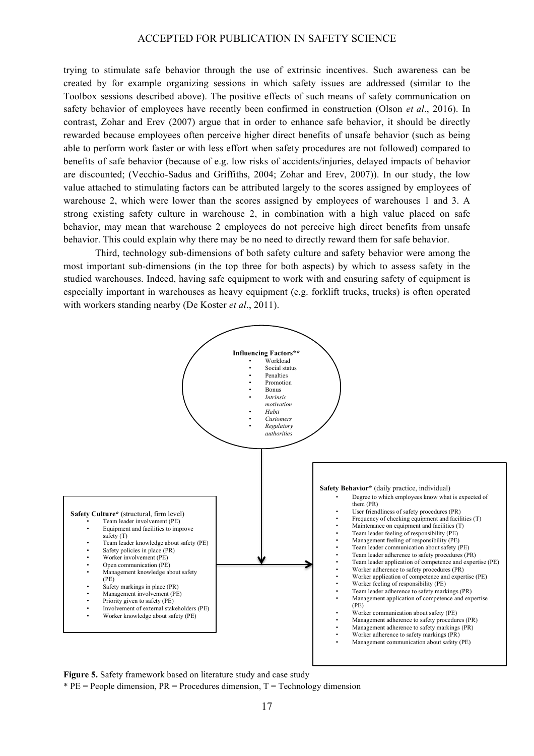trying to stimulate safe behavior through the use of extrinsic incentives. Such awareness can be created by for example organizing sessions in which safety issues are addressed (similar to the Toolbox sessions described above). The positive effects of such means of safety communication on safety behavior of employees have recently been confirmed in construction (Olson *et al*., 2016). In contrast, Zohar and Erev (2007) argue that in order to enhance safe behavior, it should be directly rewarded because employees often perceive higher direct benefits of unsafe behavior (such as being able to perform work faster or with less effort when safety procedures are not followed) compared to benefits of safe behavior (because of e.g. low risks of accidents/injuries, delayed impacts of behavior are discounted; (Vecchio-Sadus and Griffiths, 2004; Zohar and Erev, 2007)). In our study, the low value attached to stimulating factors can be attributed largely to the scores assigned by employees of warehouse 2, which were lower than the scores assigned by employees of warehouses 1 and 3. A strong existing safety culture in warehouse 2, in combination with a high value placed on safe behavior, may mean that warehouse 2 employees do not perceive high direct benefits from unsafe behavior. This could explain why there may be no need to directly reward them for safe behavior.

Third, technology sub-dimensions of both safety culture and safety behavior were among the most important sub-dimensions (in the top three for both aspects) by which to assess safety in the studied warehouses. Indeed, having safe equipment to work with and ensuring safety of equipment is especially important in warehouses as heavy equipment (e.g. forklift trucks, trucks) is often operated with workers standing nearby (De Koster *et al*., 2011).

**Influencing Factors****
- Workload
- Social status
- Penalties
- Promotion
- Bonus
- *Intrinsic motivation*
- *Habit*
- *Customers*
- *Regulatory authorities*

**Safety Culture*** (structural, firm level)
- Team leader involvement (PE)
- Equipment and facilities to improve safety (T)
- Team leader knowledge about safety (PE)
- Safety policies in place (PR)
- Worker involvement (PE)
- Open communication (PE)
- Management knowledge about safety (PE)
- Safety markings in place (PR)
- Management involvement (PE)
- Priority given to safety (PE)
- Involvement of external stakeholders (PE)
- Worker knowledge about safety (PE)

**Safety Behavior*** (daily practice, individual)
- Degree to which employees know what is expected of them (PR)
- User friendliness of safety procedures (PR)
- Frequency of checking equipment and facilities (T)
- Maintenance on equipment and facilities (T)
- Team leader feeling of responsibility (PE)
- Management feeling of responsibility (PE)
- Team leader communication about safety (PE)
- Team leader adherence to safety procedures (PR)
- Team leader application of competence and expertise (PE)
- Worker adherence to safety procedures (PR)
- Worker application of competence and expertise (PE)
- Worker feeling of responsibility (PE)
- Team leader adherence to safety markings (PR)
- Management application of competence and expertise (PE)
- Worker communication about safety (PE)
- Management adherence to safety procedures (PR)
- Management adherence to safety markings (PR)
- Worker adherence to safety markings (PR)
- Management communication about safety (PE)

**Figure 5.** Safety framework based on literature study and case study
* PE = People dimension, PR = Procedures dimension, T = Technology dimension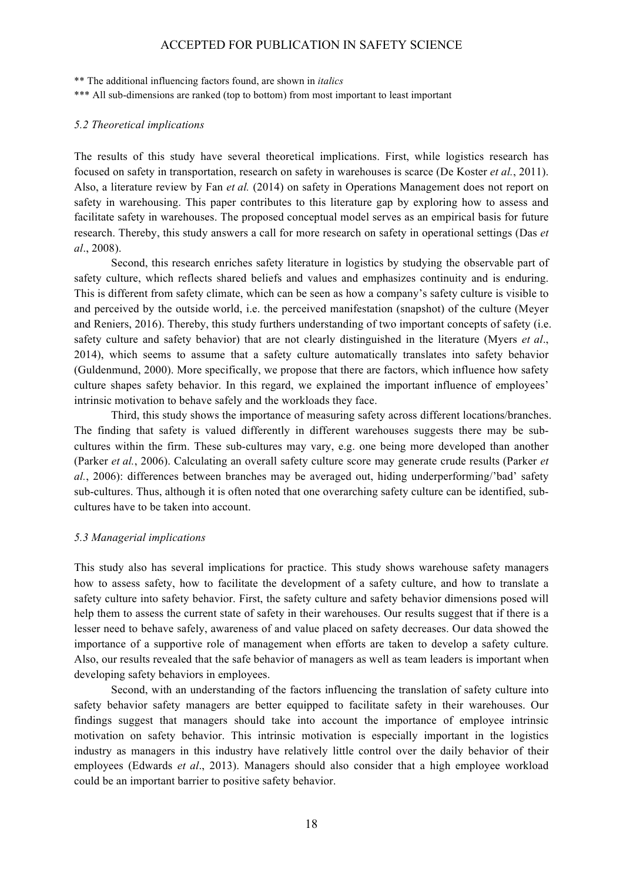** The additional influencing factors found, are shown in *italics*

*** All sub-dimensions are ranked (top to bottom) from most important to least important

### *5.2 Theoretical implications*

The results of this study have several theoretical implications. First, while logistics research has focused on safety in transportation, research on safety in warehouses is scarce (De Koster *et al.*, 2011). Also, a literature review by Fan *et al.* (2014) on safety in Operations Management does not report on safety in warehousing. This paper contributes to this literature gap by exploring how to assess and facilitate safety in warehouses. The proposed conceptual model serves as an empirical basis for future research. Thereby, this study answers a call for more research on safety in operational settings (Das *et al*., 2008).

Second, this research enriches safety literature in logistics by studying the observable part of safety culture, which reflects shared beliefs and values and emphasizes continuity and is enduring. This is different from safety climate, which can be seen as how a company's safety culture is visible to and perceived by the outside world, i.e. the perceived manifestation (snapshot) of the culture (Meyer and Reniers, 2016). Thereby, this study furthers understanding of two important concepts of safety (i.e. safety culture and safety behavior) that are not clearly distinguished in the literature (Myers *et al*., 2014), which seems to assume that a safety culture automatically translates into safety behavior (Guldenmund, 2000). More specifically, we propose that there are factors, which influence how safety culture shapes safety behavior. In this regard, we explained the important influence of employees' intrinsic motivation to behave safely and the workloads they face.

Third, this study shows the importance of measuring safety across different locations/branches. The finding that safety is valued differently in different warehouses suggests there may be sub-cultures within the firm. These sub-cultures may vary, e.g. one being more developed than another (Parker *et al.*, 2006). Calculating an overall safety culture score may generate crude results (Parker *et al.*, 2006): differences between branches may be averaged out, hiding underperforming/'bad' safety sub-cultures. Thus, although it is often noted that one overarching safety culture can be identified, sub-cultures have to be taken into account.

### *5.3 Managerial implications*

This study also has several implications for practice. This study shows warehouse safety managers how to assess safety, how to facilitate the development of a safety culture, and how to translate a safety culture into safety behavior. First, the safety culture and safety behavior dimensions posed will help them to assess the current state of safety in their warehouses. Our results suggest that if there is a lesser need to behave safely, awareness of and value placed on safety decreases. Our data showed the importance of a supportive role of management when efforts are taken to develop a safety culture. Also, our results revealed that the safe behavior of managers as well as team leaders is important when developing safety behaviors in employees.

Second, with an understanding of the factors influencing the translation of safety culture into safety behavior safety managers are better equipped to facilitate safety in their warehouses. Our findings suggest that managers should take into account the importance of employee intrinsic motivation on safety behavior. This intrinsic motivation is especially important in the logistics industry as managers in this industry have relatively little control over the daily behavior of their employees (Edwards *et al*., 2013). Managers should also consider that a high employee workload could be an important barrier to positive safety behavior.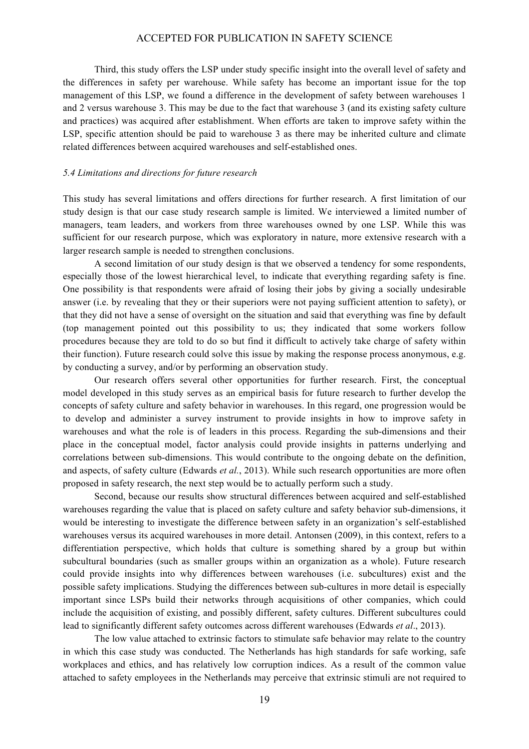Third, this study offers the LSP under study specific insight into the overall level of safety and the differences in safety per warehouse. While safety has become an important issue for the top management of this LSP, we found a difference in the development of safety between warehouses 1 and 2 versus warehouse 3. This may be due to the fact that warehouse 3 (and its existing safety culture and practices) was acquired after establishment. When efforts are taken to improve safety within the LSP, specific attention should be paid to warehouse 3 as there may be inherited culture and climate related differences between acquired warehouses and self-established ones.

### *5.4 Limitations and directions for future research*

This study has several limitations and offers directions for further research. A first limitation of our study design is that our case study research sample is limited. We interviewed a limited number of managers, team leaders, and workers from three warehouses owned by one LSP. While this was sufficient for our research purpose, which was exploratory in nature, more extensive research with a larger research sample is needed to strengthen conclusions.

A second limitation of our study design is that we observed a tendency for some respondents, especially those of the lowest hierarchical level, to indicate that everything regarding safety is fine. One possibility is that respondents were afraid of losing their jobs by giving a socially undesirable answer (i.e. by revealing that they or their superiors were not paying sufficient attention to safety), or that they did not have a sense of oversight on the situation and said that everything was fine by default (top management pointed out this possibility to us; they indicated that some workers follow procedures because they are told to do so but find it difficult to actively take charge of safety within their function). Future research could solve this issue by making the response process anonymous, e.g. by conducting a survey, and/or by performing an observation study.

Our research offers several other opportunities for further research. First, the conceptual model developed in this study serves as an empirical basis for future research to further develop the concepts of safety culture and safety behavior in warehouses. In this regard, one progression would be to develop and administer a survey instrument to provide insights in how to improve safety in warehouses and what the role is of leaders in this process. Regarding the sub-dimensions and their place in the conceptual model, factor analysis could provide insights in patterns underlying and correlations between sub-dimensions. This would contribute to the ongoing debate on the definition, and aspects, of safety culture (Edwards *et al.*, 2013). While such research opportunities are more often proposed in safety research, the next step would be to actually perform such a study.

Second, because our results show structural differences between acquired and self-established warehouses regarding the value that is placed on safety culture and safety behavior sub-dimensions, it would be interesting to investigate the difference between safety in an organization's self-established warehouses versus its acquired warehouses in more detail. Antonsen (2009), in this context, refers to a differentiation perspective, which holds that culture is something shared by a group but within subcultural boundaries (such as smaller groups within an organization as a whole). Future research could provide insights into why differences between warehouses (i.e. subcultures) exist and the possible safety implications. Studying the differences between sub-cultures in more detail is especially important since LSPs build their networks through acquisitions of other companies, which could include the acquisition of existing, and possibly different, safety cultures. Different subcultures could lead to significantly different safety outcomes across different warehouses (Edwards *et al*., 2013).

The low value attached to extrinsic factors to stimulate safe behavior may relate to the country in which this case study was conducted. The Netherlands has high standards for safe working, safe workplaces and ethics, and has relatively low corruption indices. As a result of the common value attached to safety employees in the Netherlands may perceive that extrinsic stimuli are not required to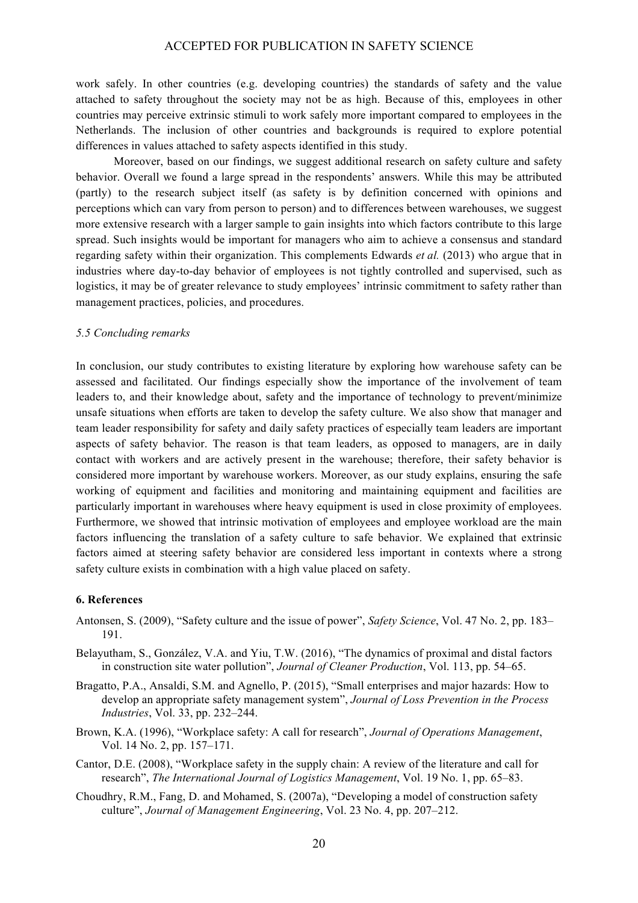work safely. In other countries (e.g. developing countries) the standards of safety and the value attached to safety throughout the society may not be as high. Because of this, employees in other countries may perceive extrinsic stimuli to work safely more important compared to employees in the Netherlands. The inclusion of other countries and backgrounds is required to explore potential differences in values attached to safety aspects identified in this study.

Moreover, based on our findings, we suggest additional research on safety culture and safety behavior. Overall we found a large spread in the respondents' answers. While this may be attributed (partly) to the research subject itself (as safety is by definition concerned with opinions and perceptions which can vary from person to person) and to differences between warehouses, we suggest more extensive research with a larger sample to gain insights into which factors contribute to this large spread. Such insights would be important for managers who aim to achieve a consensus and standard regarding safety within their organization. This complements Edwards *et al.* (2013) who argue that in industries where day-to-day behavior of employees is not tightly controlled and supervised, such as logistics, it may be of greater relevance to study employees' intrinsic commitment to safety rather than management practices, policies, and procedures.

### *5.5 Concluding remarks*

In conclusion, our study contributes to existing literature by exploring how warehouse safety can be assessed and facilitated. Our findings especially show the importance of the involvement of team leaders to, and their knowledge about, safety and the importance of technology to prevent/minimize unsafe situations when efforts are taken to develop the safety culture. We also show that manager and team leader responsibility for safety and daily safety practices of especially team leaders are important aspects of safety behavior. The reason is that team leaders, as opposed to managers, are in daily contact with workers and are actively present in the warehouse; therefore, their safety behavior is considered more important by warehouse workers. Moreover, as our study explains, ensuring the safe working of equipment and facilities and monitoring and maintaining equipment and facilities are particularly important in warehouses where heavy equipment is used in close proximity of employees. Furthermore, we showed that intrinsic motivation of employees and employee workload are the main factors influencing the translation of a safety culture to safe behavior. We explained that extrinsic factors aimed at steering safety behavior are considered less important in contexts where a strong safety culture exists in combination with a high value placed on safety.

## 6. References

Antonsen, S. (2009), "Safety culture and the issue of power", *Safety Science*, Vol. 47 No. 2, pp. 183–191.

Belayutham, S., González, V.A. and Yiu, T.W. (2016), "The dynamics of proximal and distal factors in construction site water pollution", *Journal of Cleaner Production*, Vol. 113, pp. 54–65.

Bragatto, P.A., Ansaldi, S.M. and Agnello, P. (2015), "Small enterprises and major hazards: How to develop an appropriate safety management system", *Journal of Loss Prevention in the Process Industries*, Vol. 33, pp. 232–244.

Brown, K.A. (1996), "Workplace safety: A call for research", *Journal of Operations Management*, Vol. 14 No. 2, pp. 157–171.

Cantor, D.E. (2008), "Workplace safety in the supply chain: A review of the literature and call for research", *The International Journal of Logistics Management*, Vol. 19 No. 1, pp. 65–83.

Choudhry, R.M., Fang, D. and Mohamed, S. (2007a), "Developing a model of construction safety culture", *Journal of Management Engineering*, Vol. 23 No. 4, pp. 207–212.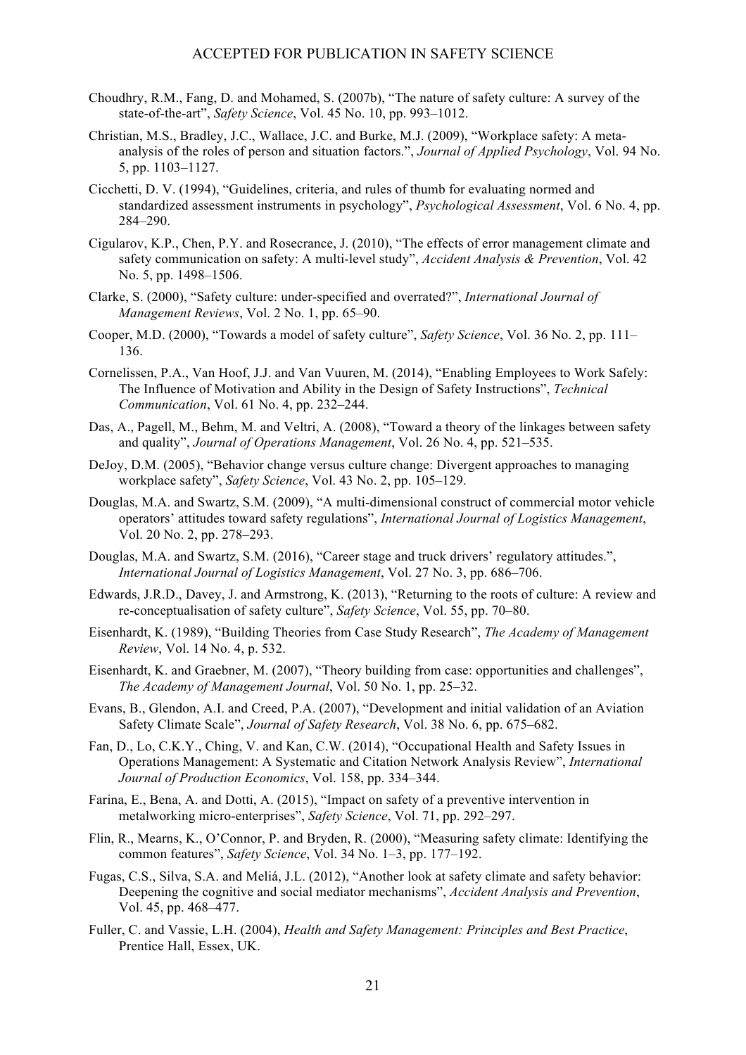Choudhry, R.M., Fang, D. and Mohamed, S. (2007b), "The nature of safety culture: A survey of the state-of-the-art", *Safety Science*, Vol. 45 No. 10, pp. 993–1012.

Christian, M.S., Bradley, J.C., Wallace, J.C. and Burke, M.J. (2009), "Workplace safety: A meta-analysis of the roles of person and situation factors.", *Journal of Applied Psychology*, Vol. 94 No. 5, pp. 1103–1127.

Cicchetti, D. V. (1994), "Guidelines, criteria, and rules of thumb for evaluating normed and standardized assessment instruments in psychology", *Psychological Assessment*, Vol. 6 No. 4, pp. 284–290.

Cigularov, K.P., Chen, P.Y. and Rosecrance, J. (2010), "The effects of error management climate and safety communication on safety: A multi-level study", *Accident Analysis & Prevention*, Vol. 42 No. 5, pp. 1498–1506.

Clarke, S. (2000), "Safety culture: under-specified and overrated?", *International Journal of Management Reviews*, Vol. 2 No. 1, pp. 65–90.

Cooper, M.D. (2000), "Towards a model of safety culture", *Safety Science*, Vol. 36 No. 2, pp. 111–136.

Cornelissen, P.A., Van Hoof, J.J. and Van Vuuren, M. (2014), "Enabling Employees to Work Safely: The Influence of Motivation and Ability in the Design of Safety Instructions", *Technical Communication*, Vol. 61 No. 4, pp. 232–244.

Das, A., Pagell, M., Behm, M. and Veltri, A. (2008), "Toward a theory of the linkages between safety and quality", *Journal of Operations Management*, Vol. 26 No. 4, pp. 521–535.

DeJoy, D.M. (2005), "Behavior change versus culture change: Divergent approaches to managing workplace safety", *Safety Science*, Vol. 43 No. 2, pp. 105–129.

Douglas, M.A. and Swartz, S.M. (2009), "A multi-dimensional construct of commercial motor vehicle operators' attitudes toward safety regulations", *International Journal of Logistics Management*, Vol. 20 No. 2, pp. 278–293.

Douglas, M.A. and Swartz, S.M. (2016), "Career stage and truck drivers' regulatory attitudes.", *International Journal of Logistics Management*, Vol. 27 No. 3, pp. 686–706.

Edwards, J.R.D., Davey, J. and Armstrong, K. (2013), "Returning to the roots of culture: A review and re-conceptualisation of safety culture", *Safety Science*, Vol. 55, pp. 70–80.

Eisenhardt, K. (1989), "Building Theories from Case Study Research", *The Academy of Management Review*, Vol. 14 No. 4, p. 532.

Eisenhardt, K. and Graebner, M. (2007), "Theory building from case: opportunities and challenges", *The Academy of Management Journal*, Vol. 50 No. 1, pp. 25–32.

Evans, B., Glendon, A.I. and Creed, P.A. (2007), "Development and initial validation of an Aviation Safety Climate Scale", *Journal of Safety Research*, Vol. 38 No. 6, pp. 675–682.

Fan, D., Lo, C.K.Y., Ching, V. and Kan, C.W. (2014), "Occupational Health and Safety Issues in Operations Management: A Systematic and Citation Network Analysis Review", *International Journal of Production Economics*, Vol. 158, pp. 334–344.

Farina, E., Bena, A. and Dotti, A. (2015), "Impact on safety of a preventive intervention in metalworking micro-enterprises", *Safety Science*, Vol. 71, pp. 292–297.

Flin, R., Mearns, K., O'Connor, P. and Bryden, R. (2000), "Measuring safety climate: Identifying the common features", *Safety Science*, Vol. 34 No. 1–3, pp. 177–192.

Fugas, C.S., Silva, S.A. and Meliá, J.L. (2012), "Another look at safety climate and safety behavior: Deepening the cognitive and social mediator mechanisms", *Accident Analysis and Prevention*, Vol. 45, pp. 468–477.

Fuller, C. and Vassie, L.H. (2004), *Health and Safety Management: Principles and Best Practice*, Prentice Hall, Essex, UK.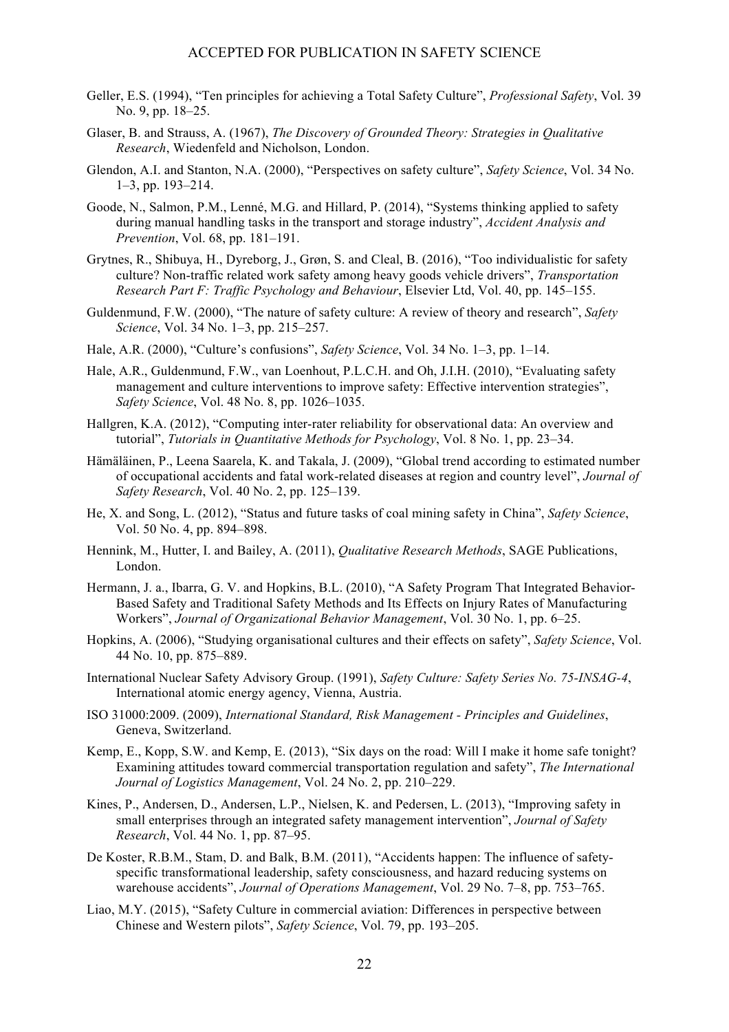Geller, E.S. (1994), "Ten principles for achieving a Total Safety Culture", *Professional Safety*, Vol. 39 No. 9, pp. 18–25.

Glaser, B. and Strauss, A. (1967), *The Discovery of Grounded Theory: Strategies in Qualitative Research*, Wiedenfeld and Nicholson, London.

Glendon, A.I. and Stanton, N.A. (2000), "Perspectives on safety culture", *Safety Science*, Vol. 34 No. 1–3, pp. 193–214.

Goode, N., Salmon, P.M., Lenné, M.G. and Hillard, P. (2014), "Systems thinking applied to safety during manual handling tasks in the transport and storage industry", *Accident Analysis and Prevention*, Vol. 68, pp. 181–191.

Grytnes, R., Shibuya, H., Dyreborg, J., Grøn, S. and Cleal, B. (2016), "Too individualistic for safety culture? Non-traffic related work safety among heavy goods vehicle drivers", *Transportation Research Part F: Traffic Psychology and Behaviour*, Elsevier Ltd, Vol. 40, pp. 145–155.

Guldenmund, F.W. (2000), "The nature of safety culture: A review of theory and research", *Safety Science*, Vol. 34 No. 1–3, pp. 215–257.

Hale, A.R. (2000), "Culture's confusions", *Safety Science*, Vol. 34 No. 1–3, pp. 1–14.

Hale, A.R., Guldenmund, F.W., van Loenhout, P.L.C.H. and Oh, J.I.H. (2010), "Evaluating safety management and culture interventions to improve safety: Effective intervention strategies", *Safety Science*, Vol. 48 No. 8, pp. 1026–1035.

Hallgren, K.A. (2012), "Computing inter-rater reliability for observational data: An overview and tutorial", *Tutorials in Quantitative Methods for Psychology*, Vol. 8 No. 1, pp. 23–34.

Hämäläinen, P., Leena Saarela, K. and Takala, J. (2009), "Global trend according to estimated number of occupational accidents and fatal work-related diseases at region and country level", *Journal of Safety Research*, Vol. 40 No. 2, pp. 125–139.

He, X. and Song, L. (2012), "Status and future tasks of coal mining safety in China", *Safety Science*, Vol. 50 No. 4, pp. 894–898.

Hennink, M., Hutter, I. and Bailey, A. (2011), *Qualitative Research Methods*, SAGE Publications, London.

Hermann, J. a., Ibarra, G. V. and Hopkins, B.L. (2010), "A Safety Program That Integrated Behavior-Based Safety and Traditional Safety Methods and Its Effects on Injury Rates of Manufacturing Workers", *Journal of Organizational Behavior Management*, Vol. 30 No. 1, pp. 6–25.

Hopkins, A. (2006), "Studying organisational cultures and their effects on safety", *Safety Science*, Vol. 44 No. 10, pp. 875–889.

International Nuclear Safety Advisory Group. (1991), *Safety Culture: Safety Series No. 75-INSAG-4*, International atomic energy agency, Vienna, Austria.

ISO 31000:2009. (2009), *International Standard, Risk Management - Principles and Guidelines*, Geneva, Switzerland.

Kemp, E., Kopp, S.W. and Kemp, E. (2013), "Six days on the road: Will I make it home safe tonight? Examining attitudes toward commercial transportation regulation and safety", *The International Journal of Logistics Management*, Vol. 24 No. 2, pp. 210–229.

Kines, P., Andersen, D., Andersen, L.P., Nielsen, K. and Pedersen, L. (2013), "Improving safety in small enterprises through an integrated safety management intervention", *Journal of Safety Research*, Vol. 44 No. 1, pp. 87–95.

De Koster, R.B.M., Stam, D. and Balk, B.M. (2011), "Accidents happen: The influence of safety-specific transformational leadership, safety consciousness, and hazard reducing systems on warehouse accidents", *Journal of Operations Management*, Vol. 29 No. 7–8, pp. 753–765.

Liao, M.Y. (2015), "Safety Culture in commercial aviation: Differences in perspective between Chinese and Western pilots", *Safety Science*, Vol. 79, pp. 193–205.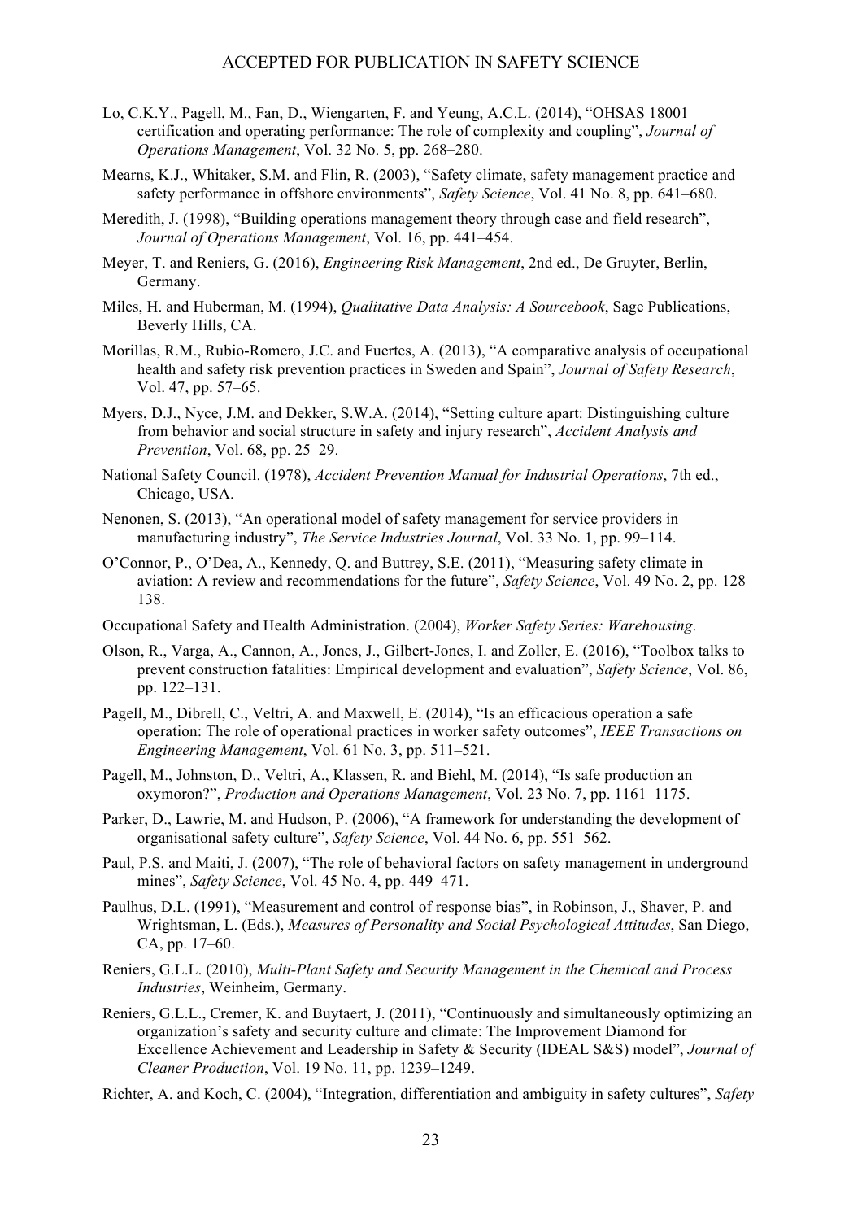Lo, C.K.Y., Pagell, M., Fan, D., Wiengarten, F. and Yeung, A.C.L. (2014), "OHSAS 18001 certification and operating performance: The role of complexity and coupling", *Journal of Operations Management*, Vol. 32 No. 5, pp. 268–280.

Mearns, K.J., Whitaker, S.M. and Flin, R. (2003), "Safety climate, safety management practice and safety performance in offshore environments", *Safety Science*, Vol. 41 No. 8, pp. 641–680.

Meredith, J. (1998), "Building operations management theory through case and field research", *Journal of Operations Management*, Vol. 16, pp. 441–454.

Meyer, T. and Reniers, G. (2016), *Engineering Risk Management*, 2nd ed., De Gruyter, Berlin, Germany.

Miles, H. and Huberman, M. (1994), *Qualitative Data Analysis: A Sourcebook*, Sage Publications, Beverly Hills, CA.

Morillas, R.M., Rubio-Romero, J.C. and Fuertes, A. (2013), "A comparative analysis of occupational health and safety risk prevention practices in Sweden and Spain", *Journal of Safety Research*, Vol. 47, pp. 57–65.

Myers, D.J., Nyce, J.M. and Dekker, S.W.A. (2014), "Setting culture apart: Distinguishing culture from behavior and social structure in safety and injury research", *Accident Analysis and Prevention*, Vol. 68, pp. 25–29.

National Safety Council. (1978), *Accident Prevention Manual for Industrial Operations*, 7th ed., Chicago, USA.

Nenonen, S. (2013), "An operational model of safety management for service providers in manufacturing industry", *The Service Industries Journal*, Vol. 33 No. 1, pp. 99–114.

O'Connor, P., O'Dea, A., Kennedy, Q. and Buttrey, S.E. (2011), "Measuring safety climate in aviation: A review and recommendations for the future", *Safety Science*, Vol. 49 No. 2, pp. 128–138.

Occupational Safety and Health Administration. (2004), *Worker Safety Series: Warehousing*.

Olson, R., Varga, A., Cannon, A., Jones, J., Gilbert-Jones, I. and Zoller, E. (2016), "Toolbox talks to prevent construction fatalities: Empirical development and evaluation", *Safety Science*, Vol. 86, pp. 122–131.

Pagell, M., Dibrell, C., Veltri, A. and Maxwell, E. (2014), "Is an efficacious operation a safe operation: The role of operational practices in worker safety outcomes", *IEEE Transactions on Engineering Management*, Vol. 61 No. 3, pp. 511–521.

Pagell, M., Johnston, D., Veltri, A., Klassen, R. and Biehl, M. (2014), "Is safe production an oxymoron?", *Production and Operations Management*, Vol. 23 No. 7, pp. 1161–1175.

Parker, D., Lawrie, M. and Hudson, P. (2006), "A framework for understanding the development of organisational safety culture", *Safety Science*, Vol. 44 No. 6, pp. 551–562.

Paul, P.S. and Maiti, J. (2007), "The role of behavioral factors on safety management in underground mines", *Safety Science*, Vol. 45 No. 4, pp. 449–471.

Paulhus, D.L. (1991), "Measurement and control of response bias", in Robinson, J., Shaver, P. and Wrightsman, L. (Eds.), *Measures of Personality and Social Psychological Attitudes*, San Diego, CA, pp. 17–60.

Reniers, G.L.L. (2010), *Multi-Plant Safety and Security Management in the Chemical and Process Industries*, Weinheim, Germany.

Reniers, G.L.L., Cremer, K. and Buytaert, J. (2011), "Continuously and simultaneously optimizing an organization's safety and security culture and climate: The Improvement Diamond for Excellence Achievement and Leadership in Safety & Security (IDEAL S&S) model", *Journal of Cleaner Production*, Vol. 19 No. 11, pp. 1239–1249.

Richter, A. and Koch, C. (2004), "Integration, differentiation and ambiguity in safety cultures", *Safety*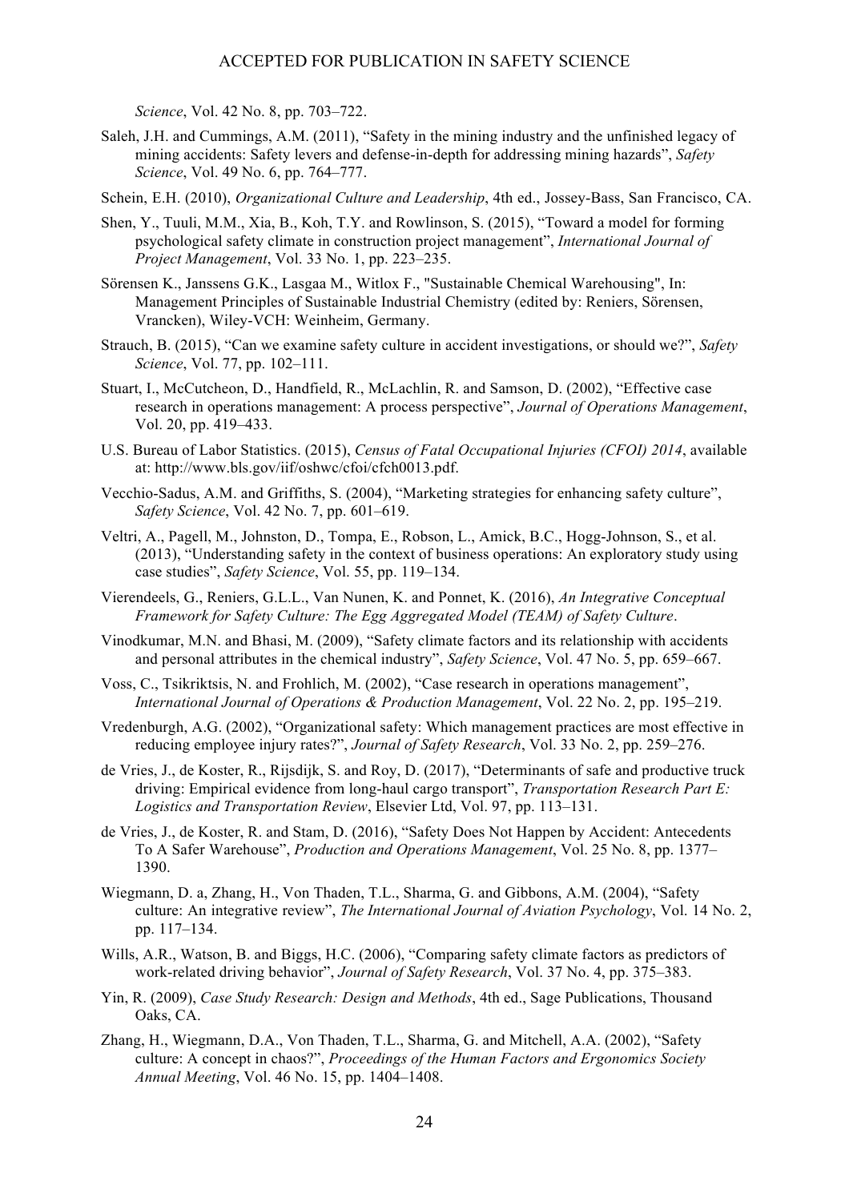*Science*, Vol. 42 No. 8, pp. 703–722.

Saleh, J.H. and Cummings, A.M. (2011), "Safety in the mining industry and the unfinished legacy of mining accidents: Safety levers and defense-in-depth for addressing mining hazards", *Safety Science*, Vol. 49 No. 6, pp. 764–777.

Schein, E.H. (2010), *Organizational Culture and Leadership*, 4th ed., Jossey-Bass, San Francisco, CA.

Shen, Y., Tuuli, M.M., Xia, B., Koh, T.Y. and Rowlinson, S. (2015), "Toward a model for forming psychological safety climate in construction project management", *International Journal of Project Management*, Vol. 33 No. 1, pp. 223–235.

Sörensen K., Janssens G.K., Lasgaa M., Witlox F., "Sustainable Chemical Warehousing", In: Management Principles of Sustainable Industrial Chemistry (edited by: Reniers, Sörensen, Vrancken), Wiley-VCH: Weinheim, Germany.

Strauch, B. (2015), "Can we examine safety culture in accident investigations, or should we?", *Safety Science*, Vol. 77, pp. 102–111.

Stuart, I., McCutcheon, D., Handfield, R., McLachlin, R. and Samson, D. (2002), "Effective case research in operations management: A process perspective", *Journal of Operations Management*, Vol. 20, pp. 419–433.

U.S. Bureau of Labor Statistics. (2015), *Census of Fatal Occupational Injuries (CFOI) 2014*, available at: http://www.bls.gov/iif/oshwc/cfoi/cfch0013.pdf.

Vecchio-Sadus, A.M. and Griffiths, S. (2004), "Marketing strategies for enhancing safety culture", *Safety Science*, Vol. 42 No. 7, pp. 601–619.

Veltri, A., Pagell, M., Johnston, D., Tompa, E., Robson, L., Amick, B.C., Hogg-Johnson, S., et al. (2013), "Understanding safety in the context of business operations: An exploratory study using case studies", *Safety Science*, Vol. 55, pp. 119–134.

Vierendeels, G., Reniers, G.L.L., Van Nunen, K. and Ponnet, K. (2016), *An Integrative Conceptual Framework for Safety Culture: The Egg Aggregated Model (TEAM) of Safety Culture*.

Vinodkumar, M.N. and Bhasi, M. (2009), "Safety climate factors and its relationship with accidents and personal attributes in the chemical industry", *Safety Science*, Vol. 47 No. 5, pp. 659–667.

Voss, C., Tsikriktsis, N. and Frohlich, M. (2002), "Case research in operations management", *International Journal of Operations & Production Management*, Vol. 22 No. 2, pp. 195–219.

Vredenburgh, A.G. (2002), "Organizational safety: Which management practices are most effective in reducing employee injury rates?", *Journal of Safety Research*, Vol. 33 No. 2, pp. 259–276.

de Vries, J., de Koster, R., Rijsdijk, S. and Roy, D. (2017), "Determinants of safe and productive truck driving: Empirical evidence from long-haul cargo transport", *Transportation Research Part E: Logistics and Transportation Review*, Elsevier Ltd, Vol. 97, pp. 113–131.

de Vries, J., de Koster, R. and Stam, D. (2016), "Safety Does Not Happen by Accident: Antecedents To A Safer Warehouse", *Production and Operations Management*, Vol. 25 No. 8, pp. 1377–1390.

Wiegmann, D. a, Zhang, H., Von Thaden, T.L., Sharma, G. and Gibbons, A.M. (2004), "Safety culture: An integrative review", *The International Journal of Aviation Psychology*, Vol. 14 No. 2, pp. 117–134.

Wills, A.R., Watson, B. and Biggs, H.C. (2006), "Comparing safety climate factors as predictors of work-related driving behavior", *Journal of Safety Research*, Vol. 37 No. 4, pp. 375–383.

Yin, R. (2009), *Case Study Research: Design and Methods*, 4th ed., Sage Publications, Thousand Oaks, CA.

Zhang, H., Wiegmann, D.A., Von Thaden, T.L., Sharma, G. and Mitchell, A.A. (2002), "Safety culture: A concept in chaos?", *Proceedings of the Human Factors and Ergonomics Society Annual Meeting*, Vol. 46 No. 15, pp. 1404–1408.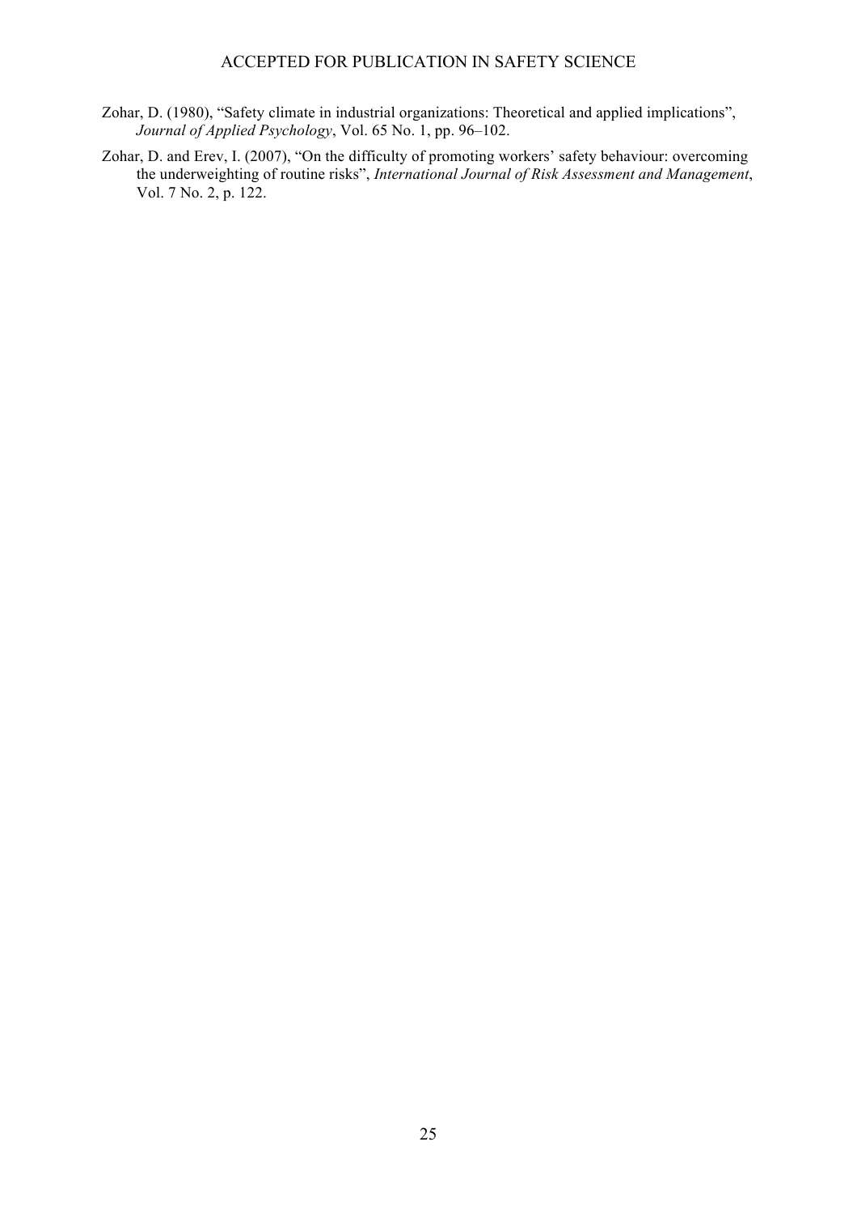Zohar, D. (1980), "Safety climate in industrial organizations: Theoretical and applied implications", *Journal of Applied Psychology*, Vol. 65 No. 1, pp. 96–102.

Zohar, D. and Erev, I. (2007), "On the difficulty of promoting workers' safety behaviour: overcoming the underweighting of routine risks", *International Journal of Risk Assessment and Management*, Vol. 7 No. 2, p. 122.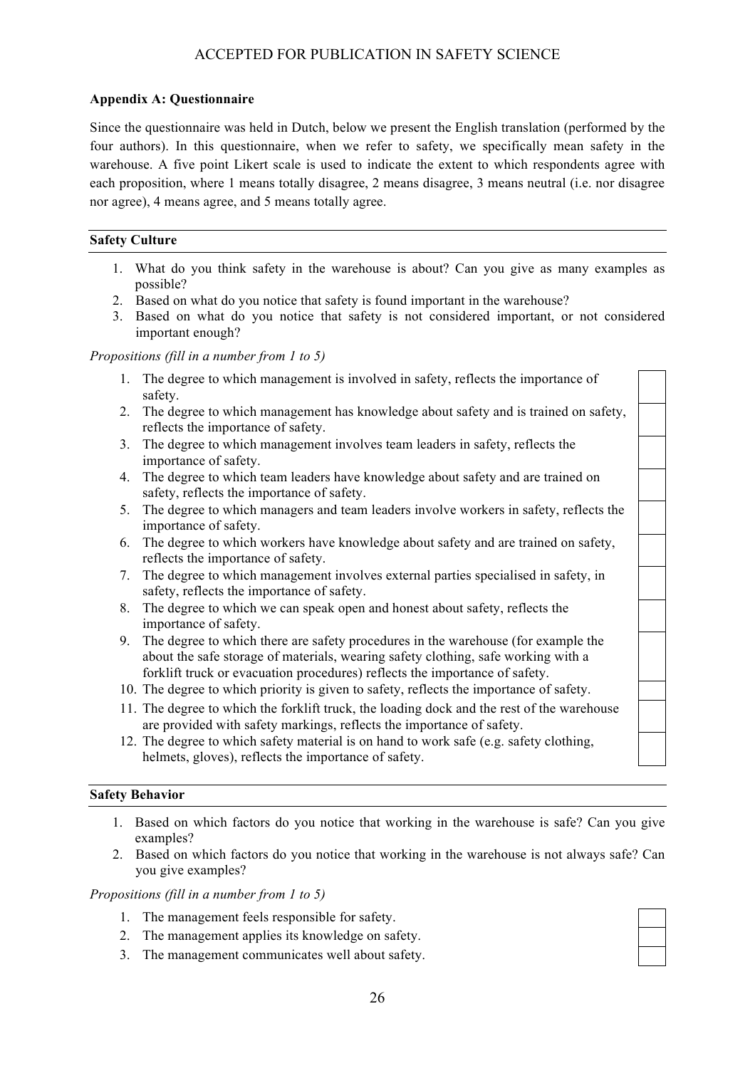**Appendix A: Questionnaire**

Since the questionnaire was held in Dutch, below we present the English translation (performed by the four authors). In this questionnaire, when we refer to safety, we specifically mean safety in the warehouse. A five point Likert scale is used to indicate the extent to which respondents agree with each proposition, where 1 means totally disagree, 2 means disagree, 3 means neutral (i.e. nor disagree nor agree), 4 means agree, and 5 means totally agree.

---

**Safety Culture**

---

1. What do you think safety in the warehouse is about? Can you give as many examples as possible?
2. Based on what do you notice that safety is found important in the warehouse?
3. Based on what do you notice that safety is not considered important, or not considered important enough?

*Propositions (fill in a number from 1 to 5)*

1. The degree to which management is involved in safety, reflects the importance of safety.
2. The degree to which management has knowledge about safety and is trained on safety, reflects the importance of safety.
3. The degree to which management involves team leaders in safety, reflects the importance of safety.
4. The degree to which team leaders have knowledge about safety and are trained on safety, reflects the importance of safety.
5. The degree to which managers and team leaders involve workers in safety, reflects the importance of safety.
6. The degree to which workers have knowledge about safety and are trained on safety, reflects the importance of safety.
7. The degree to which management involves external parties specialised in safety, in safety, reflects the importance of safety.
8. The degree to which we can speak open and honest about safety, reflects the importance of safety.
9. The degree to which there are safety procedures in the warehouse (for example the about the safe storage of materials, wearing safety clothing, safe working with a forklift truck or evacuation procedures) reflects the importance of safety.
10. The degree to which priority is given to safety, reflects the importance of safety.
11. The degree to which the forklift truck, the loading dock and the rest of the warehouse are provided with safety markings, reflects the importance of safety.
12. The degree to which safety material is on hand to work safe (e.g. safety clothing, helmets, gloves), reflects the importance of safety.

---

**Safety Behavior**

---

1. Based on which factors do you notice that working in the warehouse is safe? Can you give examples?
2. Based on which factors do you notice that working in the warehouse is not always safe? Can you give examples?

*Propositions (fill in a number from 1 to 5)*

1. The management feels responsible for safety.
2. The management applies its knowledge on safety.
3. The management communicates well about safety.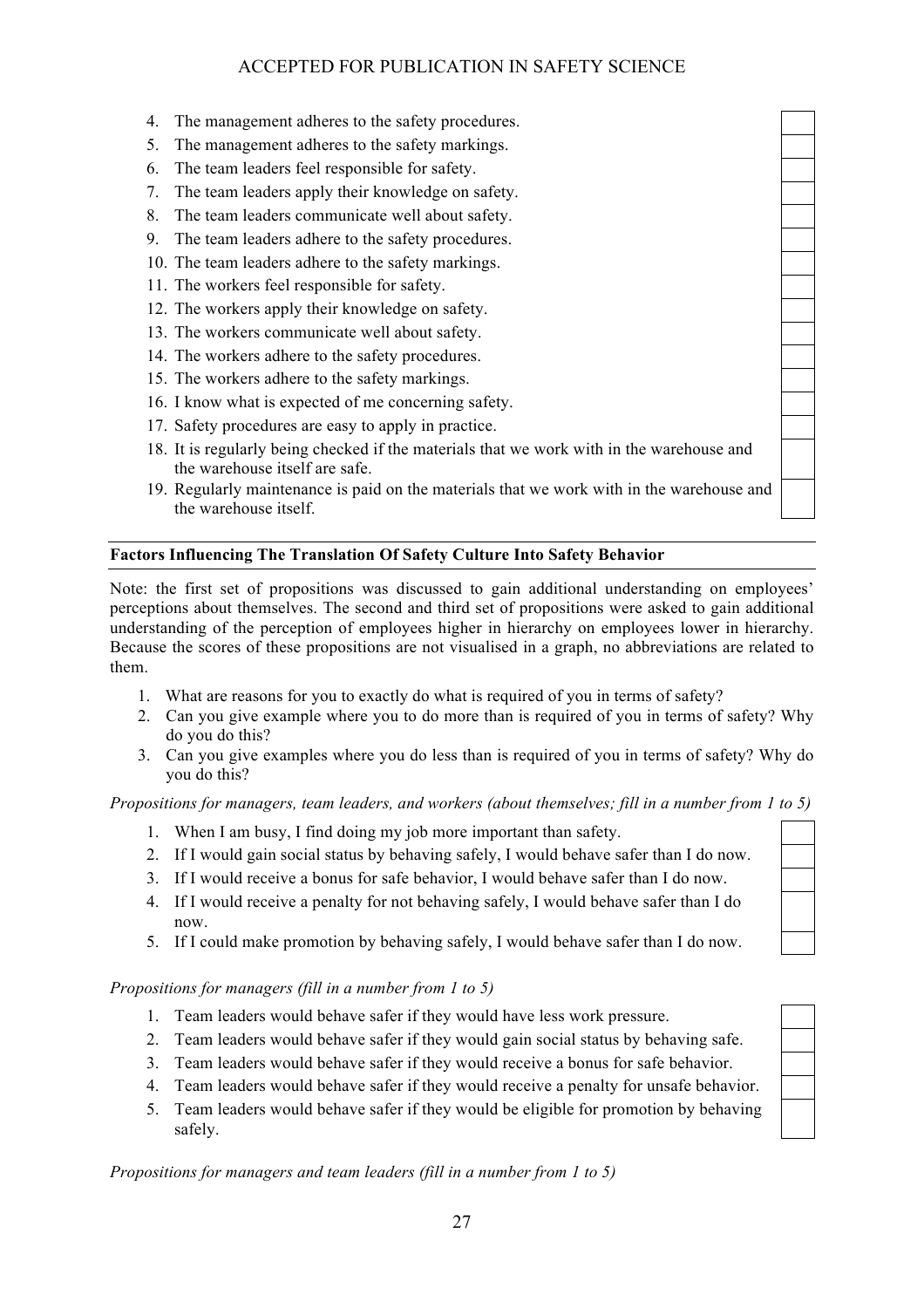4. The management adheres to the safety procedures.
5. The management adheres to the safety markings.
6. The team leaders feel responsible for safety.
7. The team leaders apply their knowledge on safety.
8. The team leaders communicate well about safety.
9. The team leaders adhere to the safety procedures.
10. The team leaders adhere to the safety markings.
11. The workers feel responsible for safety.
12. The workers apply their knowledge on safety.
13. The workers communicate well about safety.
14. The workers adhere to the safety procedures.
15. The workers adhere to the safety markings.
16. I know what is expected of me concerning safety.
17. Safety procedures are easy to apply in practice.
18. It is regularly being checked if the materials that we work with in the warehouse and the warehouse itself are safe.
19. Regularly maintenance is paid on the materials that we work with in the warehouse and the warehouse itself.

**Factors Influencing The Translation Of Safety Culture Into Safety Behavior**

Note: the first set of propositions was discussed to gain additional understanding on employees' perceptions about themselves. The second and third set of propositions were asked to gain additional understanding of the perception of employees higher in hierarchy on employees lower in hierarchy. Because the scores of these propositions are not visualised in a graph, no abbreviations are related to them.

1. What are reasons for you to exactly do what is required of you in terms of safety?
2. Can you give example where you to do more than is required of you in terms of safety? Why do you do this?
3. Can you give examples where you do less than is required of you in terms of safety? Why do you do this?

*Propositions for managers, team leaders, and workers (about themselves; fill in a number from 1 to 5)*

1. When I am busy, I find doing my job more important than safety.
2. If I would gain social status by behaving safely, I would behave safer than I do now.
3. If I would receive a bonus for safe behavior, I would behave safer than I do now.
4. If I would receive a penalty for not behaving safely, I would behave safer than I do now.
5. If I could make promotion by behaving safely, I would behave safer than I do now.

*Propositions for managers (fill in a number from 1 to 5)*

1. Team leaders would behave safer if they would have less work pressure.
2. Team leaders would behave safer if they would gain social status by behaving safe.
3. Team leaders would behave safer if they would receive a bonus for safe behavior.
4. Team leaders would behave safer if they would receive a penalty for unsafe behavior.
5. Team leaders would behave safer if they would be eligible for promotion by behaving safely.

*Propositions for managers and team leaders (fill in a number from 1 to 5)*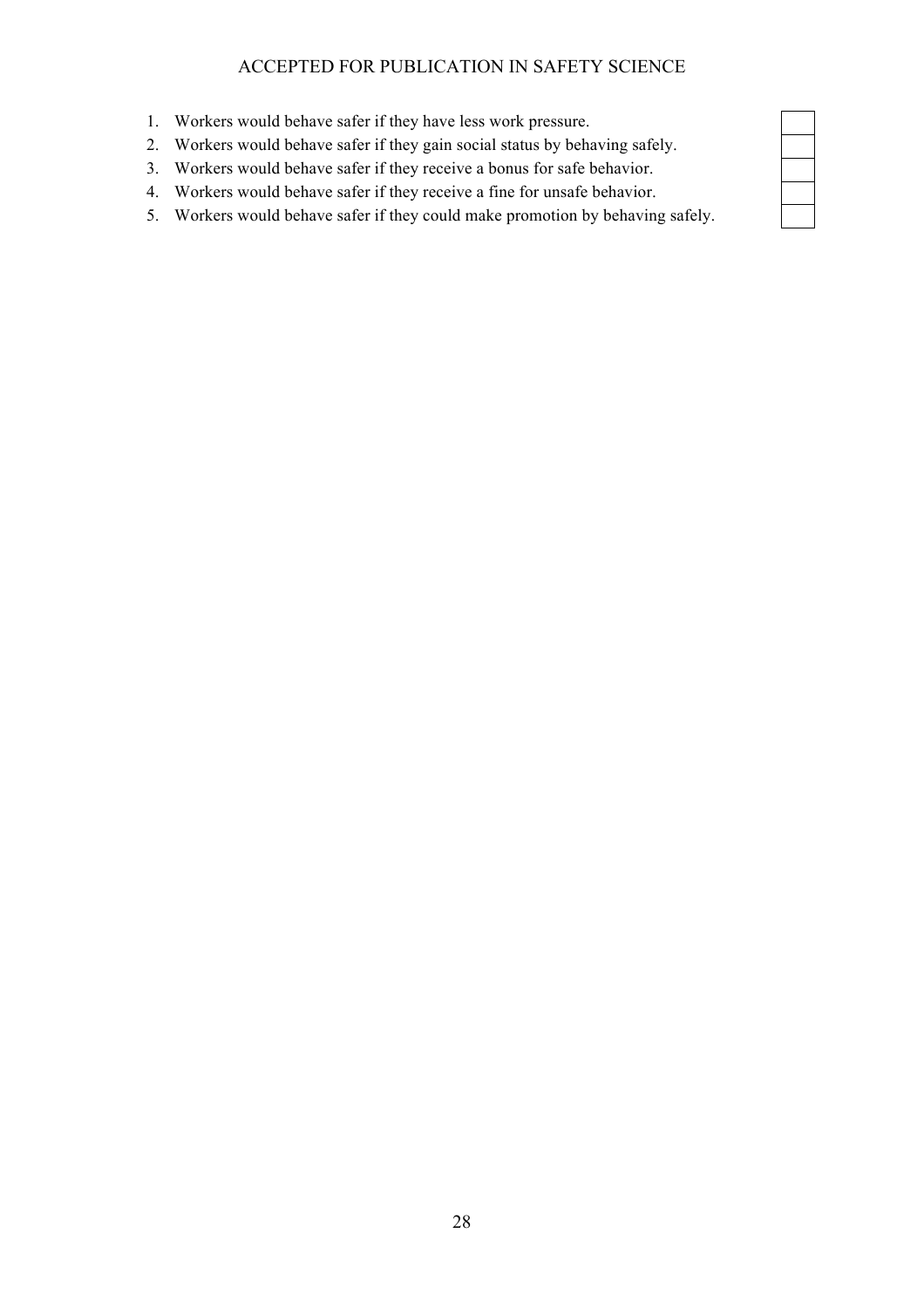1. Workers would behave safer if they have less work pressure.
2. Workers would behave safer if they gain social status by behaving safely.
3. Workers would behave safer if they receive a bonus for safe behavior.
4. Workers would behave safer if they receive a fine for unsafe behavior.
5. Workers would behave safer if they could make promotion by behaving safely.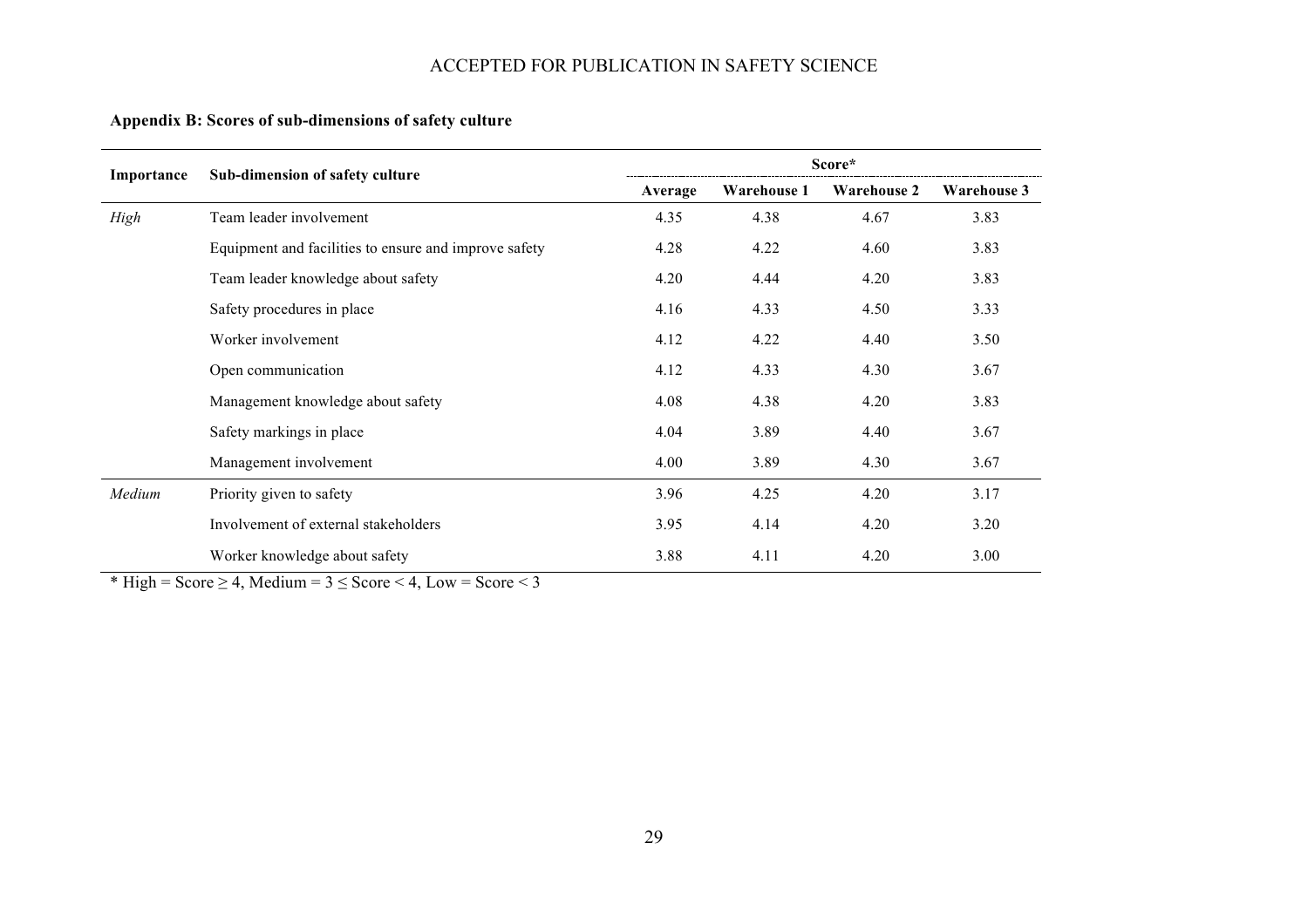**Appendix B: Scores of sub-dimensions of safety culture**

| Importance | Sub-dimension of safety culture | Score* | | | |
|---|---|---|---|---|---|
| | | Average | Warehouse 1 | Warehouse 2 | Warehouse 3 |
| *High* | Team leader involvement | 4.35 | 4.38 | 4.67 | 3.83 |
| | Equipment and facilities to ensure and improve safety | 4.28 | 4.22 | 4.60 | 3.83 |
| | Team leader knowledge about safety | 4.20 | 4.44 | 4.20 | 3.83 |
| | Safety procedures in place | 4.16 | 4.33 | 4.50 | 3.33 |
| | Worker involvement | 4.12 | 4.22 | 4.40 | 3.50 |
| | Open communication | 4.12 | 4.33 | 4.30 | 3.67 |
| | Management knowledge about safety | 4.08 | 4.38 | 4.20 | 3.83 |
| | Safety markings in place | 4.04 | 3.89 | 4.40 | 3.67 |
| | Management involvement | 4.00 | 3.89 | 4.30 | 3.67 |
| *Medium* | Priority given to safety | 3.96 | 4.25 | 4.20 | 3.17 |
| | Involvement of external stakeholders | 3.95 | 4.14 | 4.20 | 3.20 |
| | Worker knowledge about safety | 3.88 | 4.11 | 4.20 | 3.00 |

* High = Score $\geq$ 4, Medium = 3 $\leq$ Score < 4, Low = Score < 3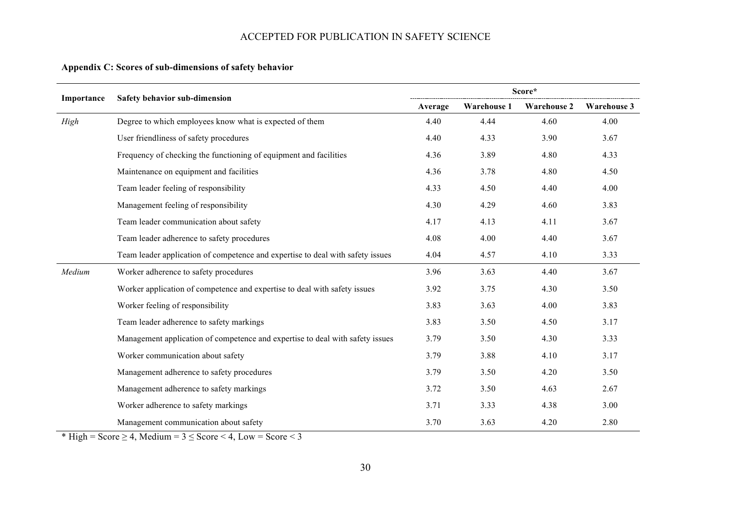**Appendix C: Scores of sub-dimensions of safety behavior**

| Importance | Safety behavior sub-dimension | Score* | | | |
|---|---|---|---|---|---|
| | | Average | Warehouse 1 | Warehouse 2 | Warehouse 3 |
| *High* | Degree to which employees know what is expected of them | 4.40 | 4.44 | 4.60 | 4.00 |
| | User friendliness of safety procedures | 4.40 | 4.33 | 3.90 | 3.67 |
| | Frequency of checking the functioning of equipment and facilities | 4.36 | 3.89 | 4.80 | 4.33 |
| | Maintenance on equipment and facilities | 4.36 | 3.78 | 4.80 | 4.50 |
| | Team leader feeling of responsibility | 4.33 | 4.50 | 4.40 | 4.00 |
| | Management feeling of responsibility | 4.30 | 4.29 | 4.60 | 3.83 |
| | Team leader communication about safety | 4.17 | 4.13 | 4.11 | 3.67 |
| | Team leader adherence to safety procedures | 4.08 | 4.00 | 4.40 | 3.67 |
| | Team leader application of competence and expertise to deal with safety issues | 4.04 | 4.57 | 4.10 | 3.33 |
| *Medium* | Worker adherence to safety procedures | 3.96 | 3.63 | 4.40 | 3.67 |
| | Worker application of competence and expertise to deal with safety issues | 3.92 | 3.75 | 4.30 | 3.50 |
| | Worker feeling of responsibility | 3.83 | 3.63 | 4.00 | 3.83 |
| | Team leader adherence to safety markings | 3.83 | 3.50 | 4.50 | 3.17 |
| | Management application of competence and expertise to deal with safety issues | 3.79 | 3.50 | 4.30 | 3.33 |
| | Worker communication about safety | 3.79 | 3.88 | 4.10 | 3.17 |
| | Management adherence to safety procedures | 3.79 | 3.50 | 4.20 | 3.50 |
| | Management adherence to safety markings | 3.72 | 3.50 | 4.63 | 2.67 |
| | Worker adherence to safety markings | 3.71 | 3.33 | 4.38 | 3.00 |
| | Management communication about safety | 3.70 | 3.63 | 4.20 | 2.80 |

* High = Score $\geq 4$, Medium = $3 \leq$ Score $< 4$, Low = Score $< 3$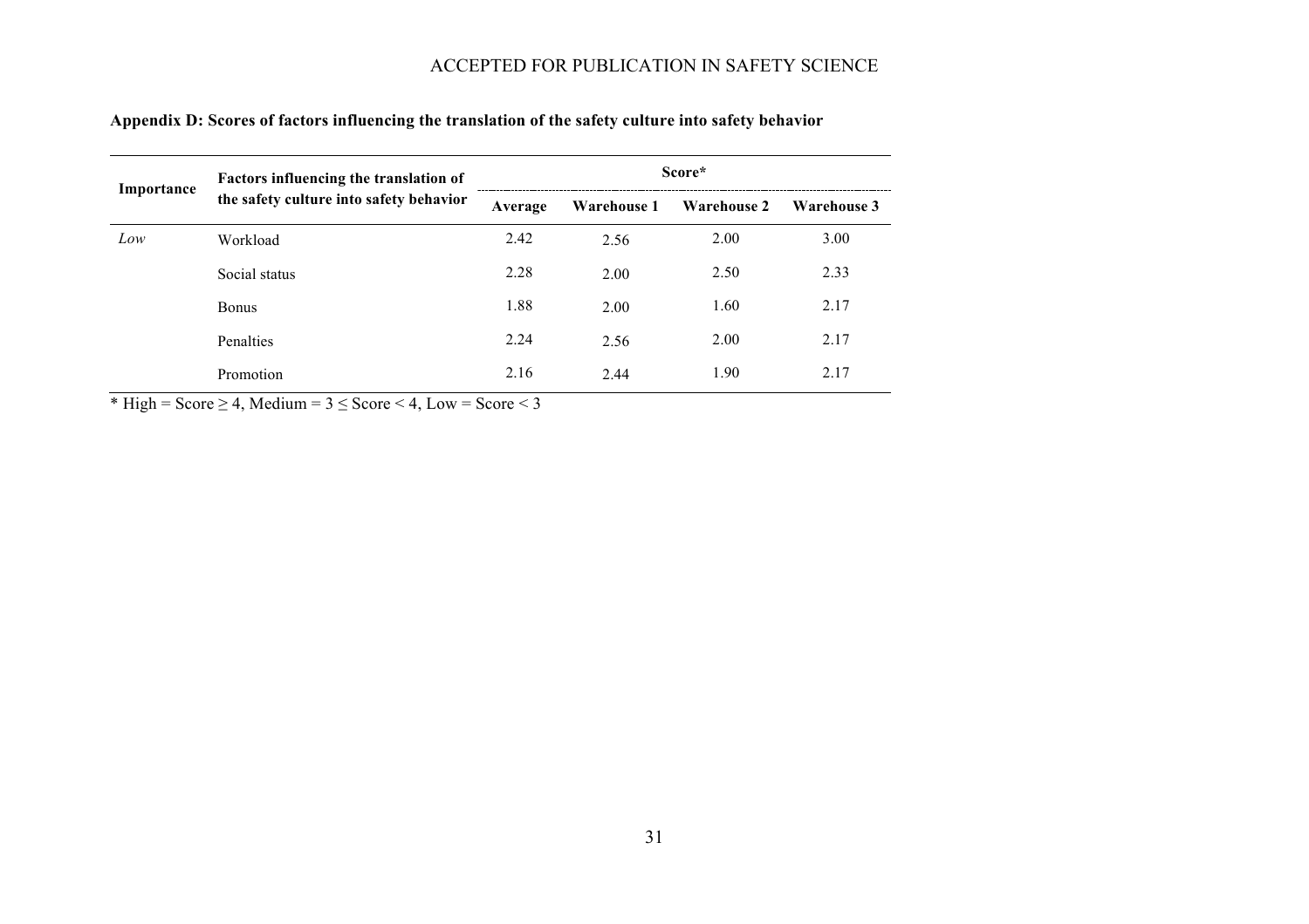**Appendix D: Scores of factors influencing the translation of the safety culture into safety behavior**

| Importance | Factors influencing the translation of the safety culture into safety behavior | Score* | | | |
|---|---|---|---|---|---|
| | | Average | Warehouse 1 | Warehouse 2 | Warehouse 3 |
| *Low* | Workload | 2.42 | 2.56 | 2.00 | 3.00 |
| | Social status | 2.28 | 2.00 | 2.50 | 2.33 |
| | Bonus | 1.88 | 2.00 | 1.60 | 2.17 |
| | Penalties | 2.24 | 2.56 | 2.00 | 2.17 |
| | Promotion | 2.16 | 2.44 | 1.90 | 2.17 |

* High = Score ≥ 4, Medium = 3 ≤ Score < 4, Low = Score < 3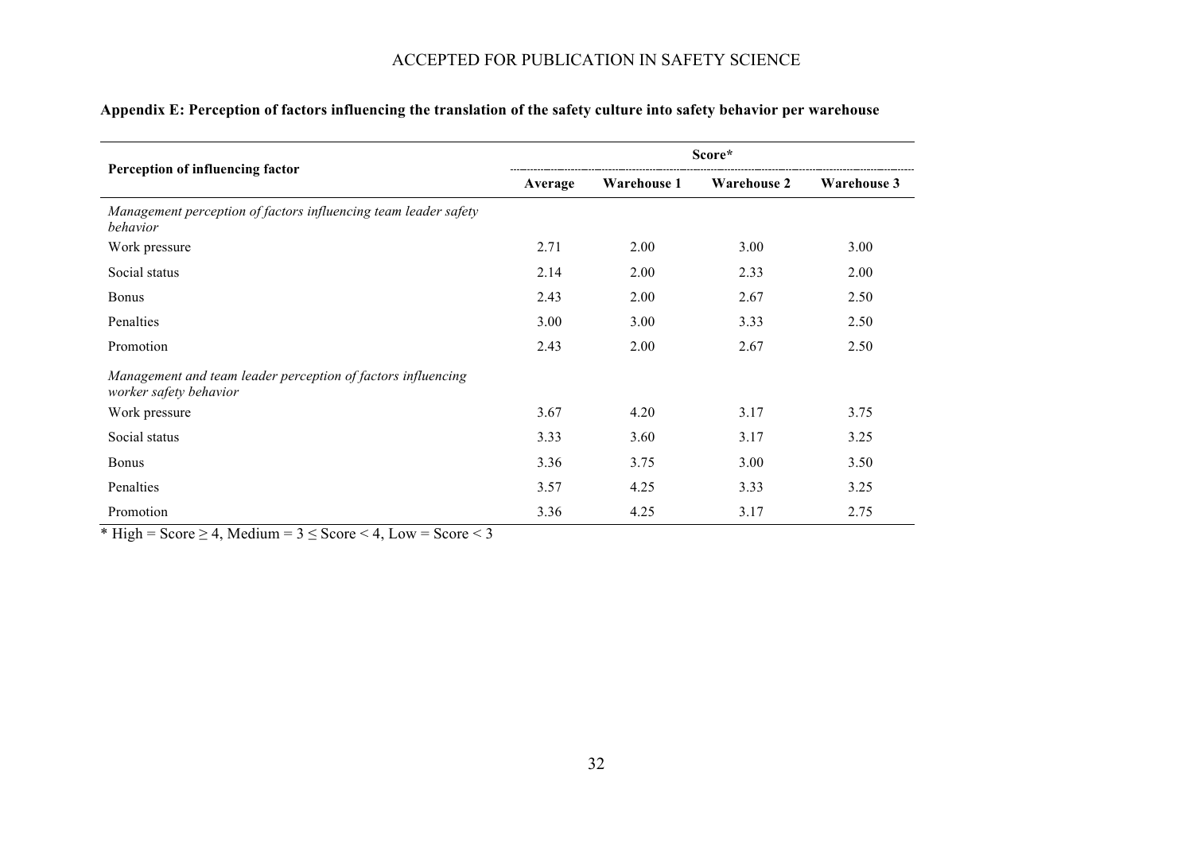**Appendix E: Perception of factors influencing the translation of the safety culture into safety behavior per warehouse**

| Perception of influencing factor | Score* | | | |
|---|---|---|---|---|
| | Average | Warehouse 1 | Warehouse 2 | Warehouse 3 |
| *Management perception of factors influencing team leader safety behavior* | | | | |
| Work pressure | 2.71 | 2.00 | 3.00 | 3.00 |
| Social status | 2.14 | 2.00 | 2.33 | 2.00 |
| Bonus | 2.43 | 2.00 | 2.67 | 2.50 |
| Penalties | 3.00 | 3.00 | 3.33 | 2.50 |
| Promotion | 2.43 | 2.00 | 2.67 | 2.50 |
| *Management and team leader perception of factors influencing worker safety behavior* | | | | |
| Work pressure | 3.67 | 4.20 | 3.17 | 3.75 |
| Social status | 3.33 | 3.60 | 3.17 | 3.25 |
| Bonus | 3.36 | 3.75 | 3.00 | 3.50 |
| Penalties | 3.57 | 4.25 | 3.33 | 3.25 |
| Promotion | 3.36 | 4.25 | 3.17 | 2.75 |

* High = Score $\geq$ 4, Medium = 3 $\leq$ Score < 4, Low = Score < 3